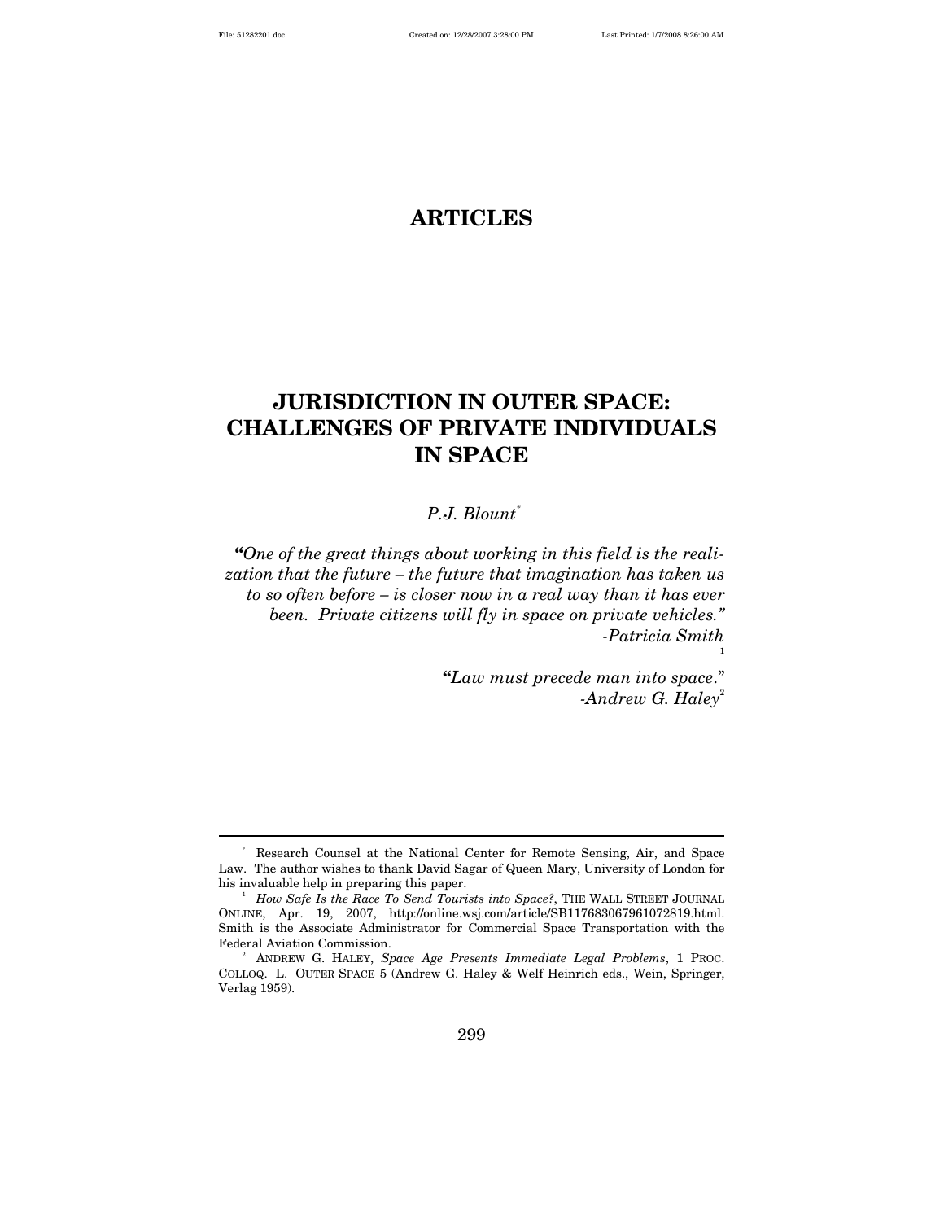# ARTICLES

# JURISDICTION IN OUTER SPACE: CHALLENGES OF PRIVATE INDIVIDUALS IN SPACE

*P.J. Blount*[*]

> **"***One of the great things about working in this field is the realization that the future – the future that imagination has taken us to so often before – is closer now in a real way than it has ever been. Private citizens will fly in space on private vehicles."*
> *-Patricia Smith*[1]

> **"***Law must precede man into space*."
> *-Andrew G. Haley*[2]

---

[*] Research Counsel at the National Center for Remote Sensing, Air, and Space Law. The author wishes to thank David Sagar of Queen Mary, University of London for his invaluable help in preparing this paper.

[1] *How Safe Is the Race To Send Tourists into Space?*, THE WALL STREET JOURNAL ONLINE, Apr. 19, 2007, http://online.wsj.com/article/SB117683067961072819.html. Smith is the Associate Administrator for Commercial Space Transportation with the Federal Aviation Commission.

[2] ANDREW G. HALEY, *Space Age Presents Immediate Legal Problems*, 1 PROC. COLLOQ. L. OUTER SPACE 5 (Andrew G. Haley & Welf Heinrich eds., Wein, Springer, Verlag 1959).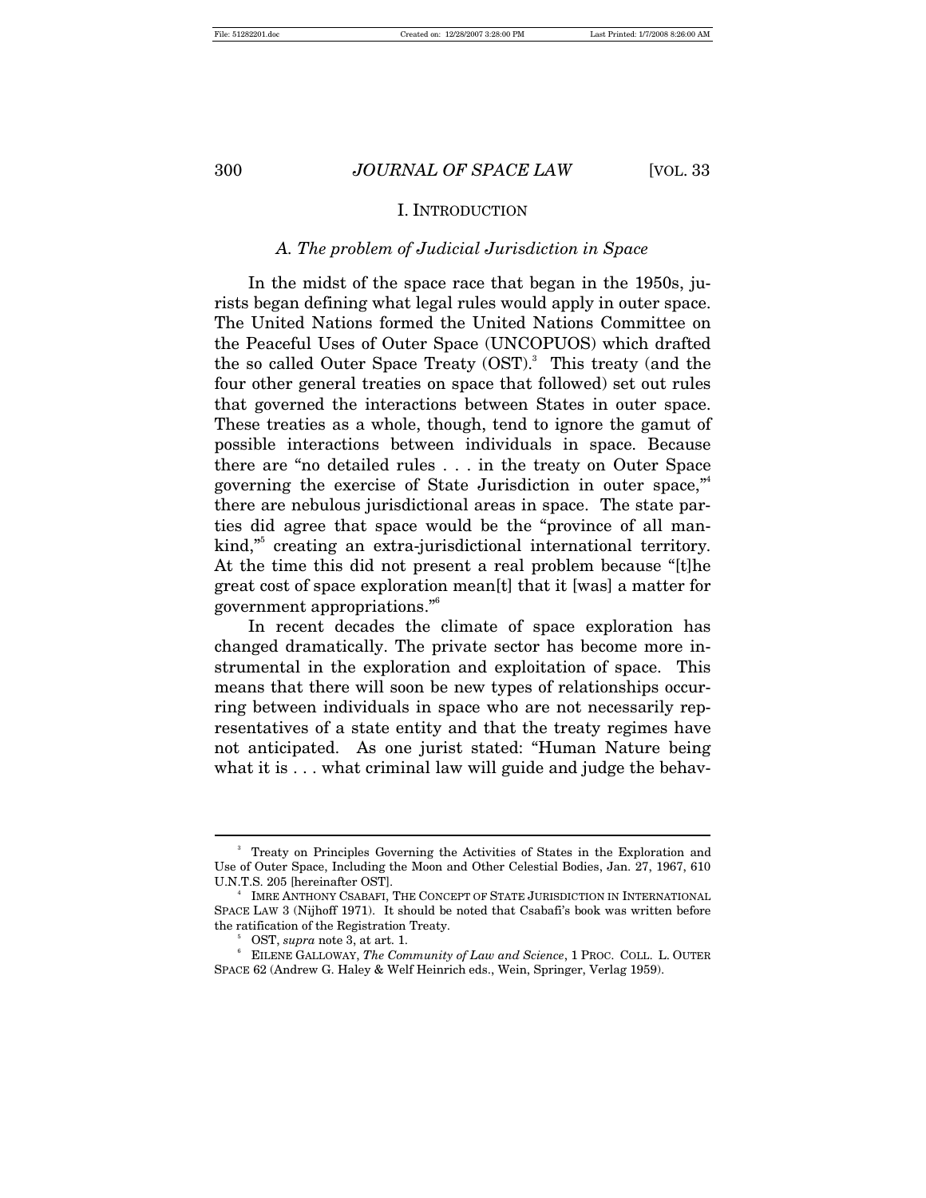## I. INTRODUCTION

### *A. The problem of Judicial Jurisdiction in Space*

In the midst of the space race that began in the 1950s, jurists began defining what legal rules would apply in outer space. The United Nations formed the United Nations Committee on the Peaceful Uses of Outer Space (UNCOPUOS) which drafted the so called Outer Space Treaty (OST).[3] This treaty (and the four other general treaties on space that followed) set out rules that governed the interactions between States in outer space. These treaties as a whole, though, tend to ignore the gamut of possible interactions between individuals in space. Because there are "no detailed rules . . . in the treaty on Outer Space governing the exercise of State Jurisdiction in outer space,"[4] there are nebulous jurisdictional areas in space. The state parties did agree that space would be the "province of all mankind,"[5] creating an extra-jurisdictional international territory. At the time this did not present a real problem because "[t]he great cost of space exploration mean[t] that it [was] a matter for government appropriations."[6]

In recent decades the climate of space exploration has changed dramatically. The private sector has become more instrumental in the exploration and exploitation of space. This means that there will soon be new types of relationships occurring between individuals in space who are not necessarily representatives of a state entity and that the treaty regimes have not anticipated. As one jurist stated: "Human Nature being what it is . . . what criminal law will guide and judge the behav-

---

[3] Treaty on Principles Governing the Activities of States in the Exploration and Use of Outer Space, Including the Moon and Other Celestial Bodies, Jan. 27, 1967, 610 U.N.T.S. 205 [hereinafter OST].

[4] IMRE ANTHONY CSABAFI, THE CONCEPT OF STATE JURISDICTION IN INTERNATIONAL SPACE LAW 3 (Nijhoff 1971). It should be noted that Csabafi's book was written before the ratification of the Registration Treaty.

[5] OST, *supra* note 3, at art. 1.

[6] EILENE GALLOWAY, *The Community of Law and Science*, 1 PROC. COLL. L. OUTER SPACE 62 (Andrew G. Haley & Welf Heinrich eds., Wein, Springer, Verlag 1959).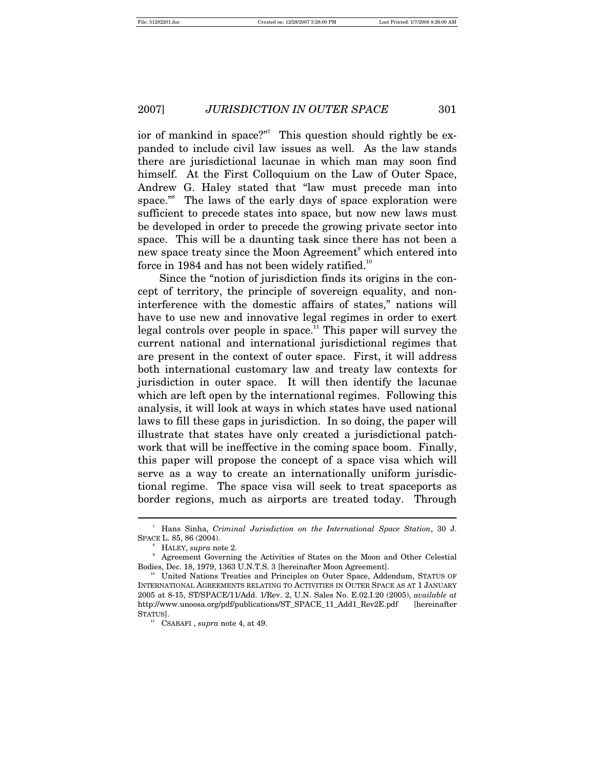ior of mankind in space?"[7] This question should rightly be expanded to include civil law issues as well. As the law stands there are jurisdictional lacunae in which man may soon find himself. At the First Colloquium on the Law of Outer Space, Andrew G. Haley stated that "law must precede man into space."[8] The laws of the early days of space exploration were sufficient to precede states into space, but now new laws must be developed in order to precede the growing private sector into space. This will be a daunting task since there has not been a new space treaty since the Moon Agreement[9] which entered into force in 1984 and has not been widely ratified.[10]

Since the "notion of jurisdiction finds its origins in the concept of territory, the principle of sovereign equality, and non-interference with the domestic affairs of states," nations will have to use new and innovative legal regimes in order to exert legal controls over people in space.[11] This paper will survey the current national and international jurisdictional regimes that are present in the context of outer space. First, it will address both international customary law and treaty law contexts for jurisdiction in outer space. It will then identify the lacunae which are left open by the international regimes. Following this analysis, it will look at ways in which states have used national laws to fill these gaps in jurisdiction. In so doing, the paper will illustrate that states have only created a jurisdictional patchwork that will be ineffective in the coming space boom. Finally, this paper will propose the concept of a space visa which will serve as a way to create an internationally uniform jurisdictional regime. The space visa will seek to treat spaceports as border regions, much as airports are treated today. Through

---

[7] Hans Sinha, *Criminal Jurisdiction on the International Space Station*, 30 J. SPACE L. 85, 86 (2004).

[8] HALEY, *supra* note 2.

[9] Agreement Governing the Activities of States on the Moon and Other Celestial Bodies, Dec. 18, 1979, 1363 U.N.T.S. 3 [hereinafter Moon Agreement].

[10] United Nations Treaties and Principles on Outer Space, Addendum, STATUS OF INTERNATIONAL AGREEMENTS RELATING TO ACTIVITIES IN OUTER SPACE AS AT 1 JANUARY 2005 at 8-15, ST/SPACE/11/Add. 1/Rev. 2, U.N. Sales No. E.02.I.20 (2005), *available at* http://www.unoosa.org/pdf/publications/ST_SPACE_11_Add1_Rev2E.pdf [hereinafter STATUS].

[11] CSABAFI , *supra* note 4, at 49.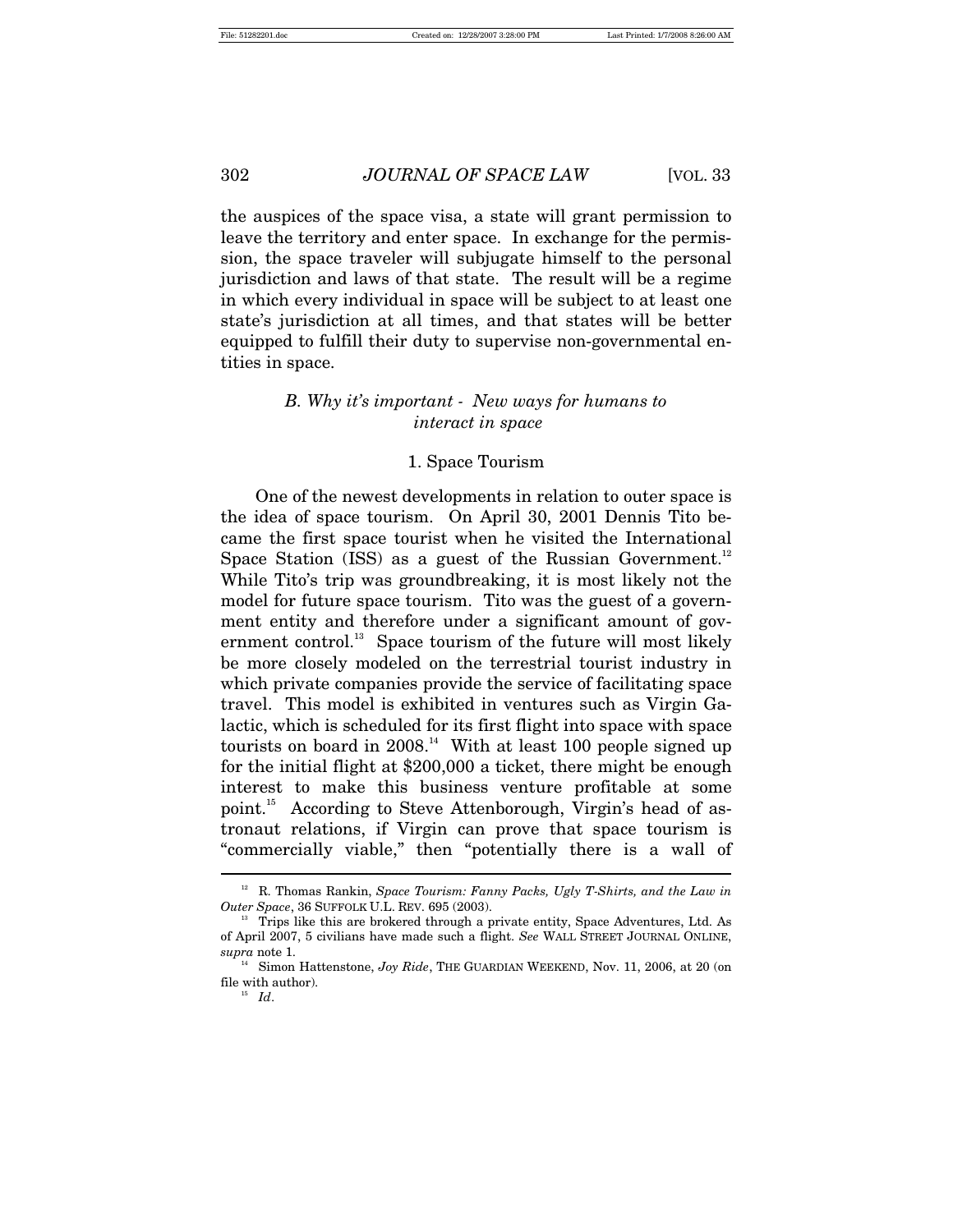the auspices of the space visa, a state will grant permission to leave the territory and enter space. In exchange for the permission, the space traveler will subjugate himself to the personal jurisdiction and laws of that state. The result will be a regime in which every individual in space will be subject to at least one state's jurisdiction at all times, and that states will be better equipped to fulfill their duty to supervise non-governmental entities in space.

### *B. Why it's important - New ways for humans to interact in space*

#### 1. Space Tourism

One of the newest developments in relation to outer space is the idea of space tourism. On April 30, 2001 Dennis Tito became the first space tourist when he visited the International Space Station (ISS) as a guest of the Russian Government.[12] While Tito's trip was groundbreaking, it is most likely not the model for future space tourism. Tito was the guest of a government entity and therefore under a significant amount of government control.[13] Space tourism of the future will most likely be more closely modeled on the terrestrial tourist industry in which private companies provide the service of facilitating space travel. This model is exhibited in ventures such as Virgin Galactic, which is scheduled for its first flight into space with space tourists on board in 2008.[14] With at least 100 people signed up for the initial flight at $200,000 a ticket, there might be enough interest to make this business venture profitable at some point.[15] According to Steve Attenborough, Virgin's head of astronaut relations, if Virgin can prove that space tourism is "commercially viable," then "potentially there is a wall of

---

[12] R. Thomas Rankin, *Space Tourism: Fanny Packs, Ugly T-Shirts, and the Law in Outer Space*, 36 SUFFOLK U.L. REV. 695 (2003).

[13] Trips like this are brokered through a private entity, Space Adventures, Ltd. As of April 2007, 5 civilians have made such a flight. *See* WALL STREET JOURNAL ONLINE, *supra* note 1.

[14] Simon Hattenstone, *Joy Ride*, THE GUARDIAN WEEKEND, Nov. 11, 2006, at 20 (on file with author).

[15] *Id*.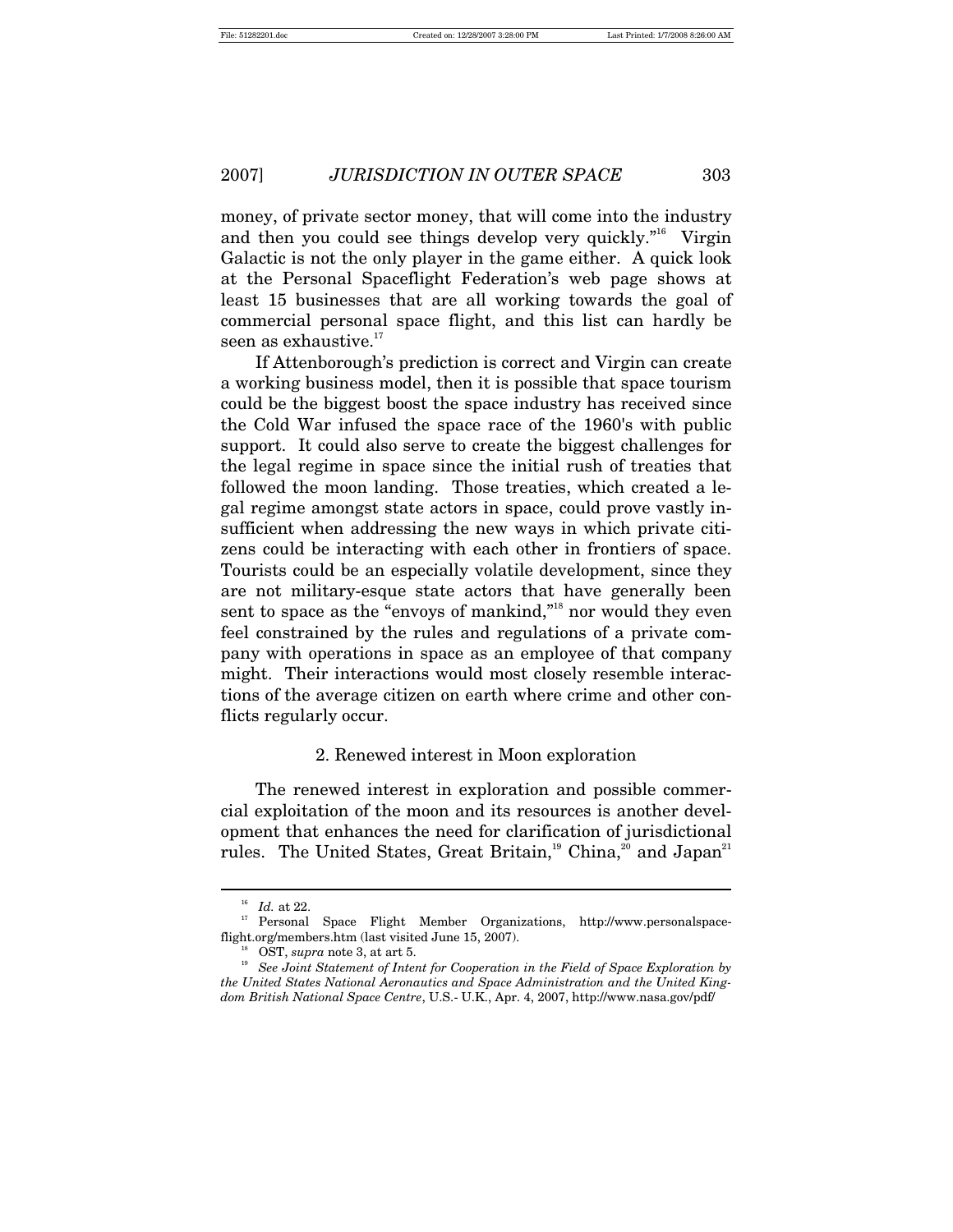money, of private sector money, that will come into the industry and then you could see things develop very quickly."[16] Virgin Galactic is not the only player in the game either. A quick look at the Personal Spaceflight Federation's web page shows at least 15 businesses that are all working towards the goal of commercial personal space flight, and this list can hardly be seen as exhaustive.[17]

If Attenborough's prediction is correct and Virgin can create a working business model, then it is possible that space tourism could be the biggest boost the space industry has received since the Cold War infused the space race of the 1960's with public support. It could also serve to create the biggest challenges for the legal regime in space since the initial rush of treaties that followed the moon landing. Those treaties, which created a legal regime amongst state actors in space, could prove vastly insufficient when addressing the new ways in which private citizens could be interacting with each other in frontiers of space. Tourists could be an especially volatile development, since they are not military-esque state actors that have generally been sent to space as the "envoys of mankind,"[18] nor would they even feel constrained by the rules and regulations of a private company with operations in space as an employee of that company might. Their interactions would most closely resemble interactions of the average citizen on earth where crime and other conflicts regularly occur.

### 2. Renewed interest in Moon exploration

The renewed interest in exploration and possible commercial exploitation of the moon and its resources is another development that enhances the need for clarification of jurisdictional rules. The United States, Great Britain,[19] China,[20] and Japan[21]

---

[16] *Id.* at 22.

[17] Personal Space Flight Member Organizations, http://www.personalspaceflight.org/members.htm (last visited June 15, 2007).

[18] OST, *supra* note 3, at art 5.

[19] *See Joint Statement of Intent for Cooperation in the Field of Space Exploration by the United States National Aeronautics and Space Administration and the United Kingdom British National Space Centre*, U.S.- U.K., Apr. 4, 2007, http://www.nasa.gov/pdf/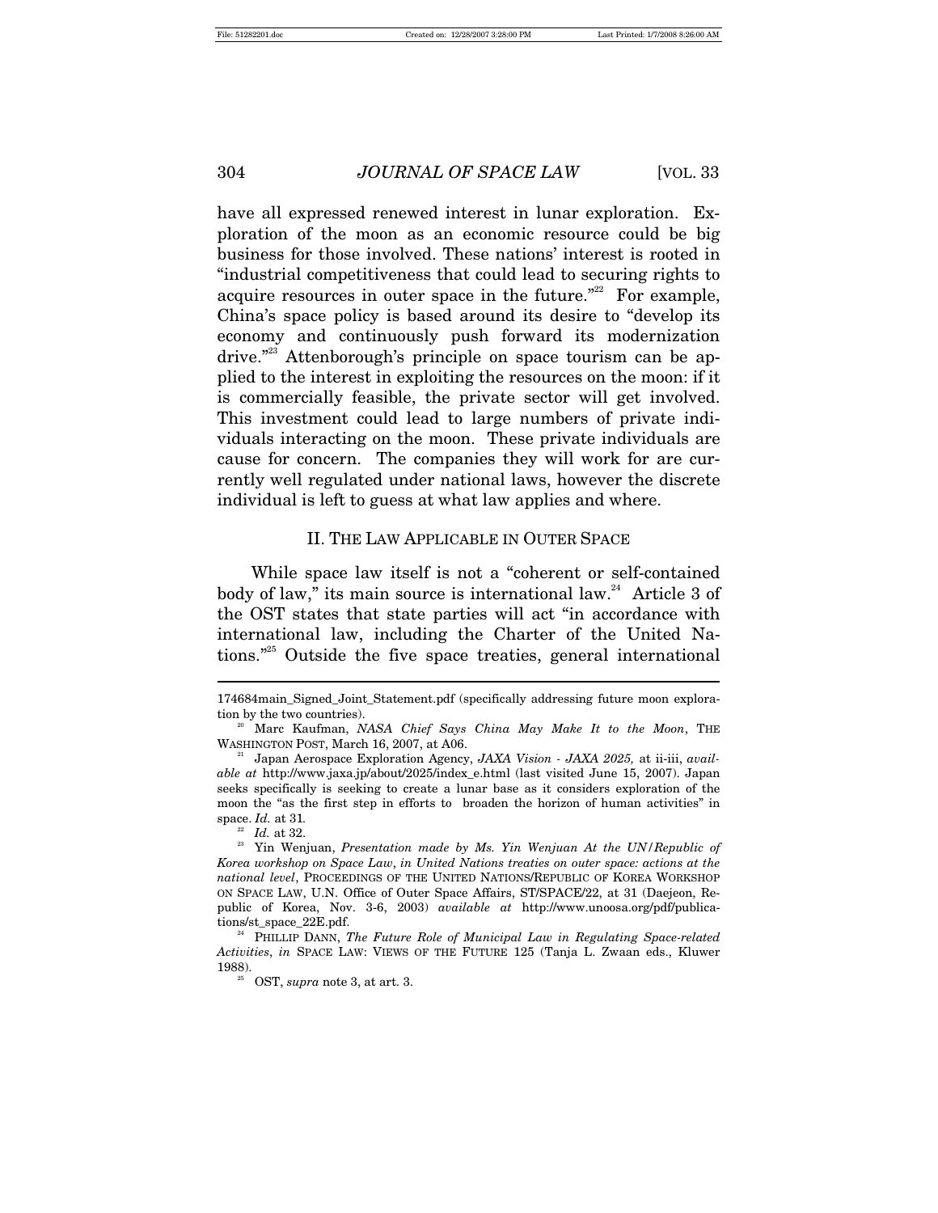have all expressed renewed interest in lunar exploration. Exploration of the moon as an economic resource could be big business for those involved. These nations' interest is rooted in "industrial competitiveness that could lead to securing rights to acquire resources in outer space in the future."[22] For example, China's space policy is based around its desire to "develop its economy and continuously push forward its modernization drive."[23] Attenborough's principle on space tourism can be applied to the interest in exploiting the resources on the moon: if it is commercially feasible, the private sector will get involved. This investment could lead to large numbers of private individuals interacting on the moon. These private individuals are cause for concern. The companies they will work for are currently well regulated under national laws, however the discrete individual is left to guess at what law applies and where.

## II. THE LAW APPLICABLE IN OUTER SPACE

While space law itself is not a "coherent or self-contained body of law," its main source is international law.[24] Article 3 of the OST states that state parties will act "in accordance with international law, including the Charter of the United Nations."[25] Outside the five space treaties, general international

---

174684main_Signed_Joint_Statement.pdf (specifically addressing future moon exploration by the two countries).

[20] Marc Kaufman, *NASA Chief Says China May Make It to the Moon*, THE WASHINGTON POST, March 16, 2007, at A06.

[21] Japan Aerospace Exploration Agency, *JAXA Vision - JAXA 2025,* at ii-iii, *available at* http://www.jaxa.jp/about/2025/index_e.html (last visited June 15, 2007). Japan seeks specifically is seeking to create a lunar base as it considers exploration of the moon the "as the first step in efforts to broaden the horizon of human activities" in space. *Id.* at 31.

[22] *Id.* at 32.

[23] Yin Wenjuan, *Presentation made by Ms. Yin Wenjuan At the UN/Republic of Korea workshop on Space Law*, *in United Nations treaties on outer space: actions at the national level*, PROCEEDINGS OF THE UNITED NATIONS/REPUBLIC OF KOREA WORKSHOP ON SPACE LAW, U.N. Office of Outer Space Affairs, ST/SPACE/22, at 31 (Daejeon, Republic of Korea, Nov. 3-6, 2003) *available at* http://www.unoosa.org/pdf/publications/st_space_22E.pdf.

[24] PHILLIP DANN, *The Future Role of Municipal Law in Regulating Space-related Activities*, *in* SPACE LAW: VIEWS OF THE FUTURE 125 (Tanja L. Zwaan eds., Kluwer 1988).

[25] OST, *supra* note 3, at art. 3.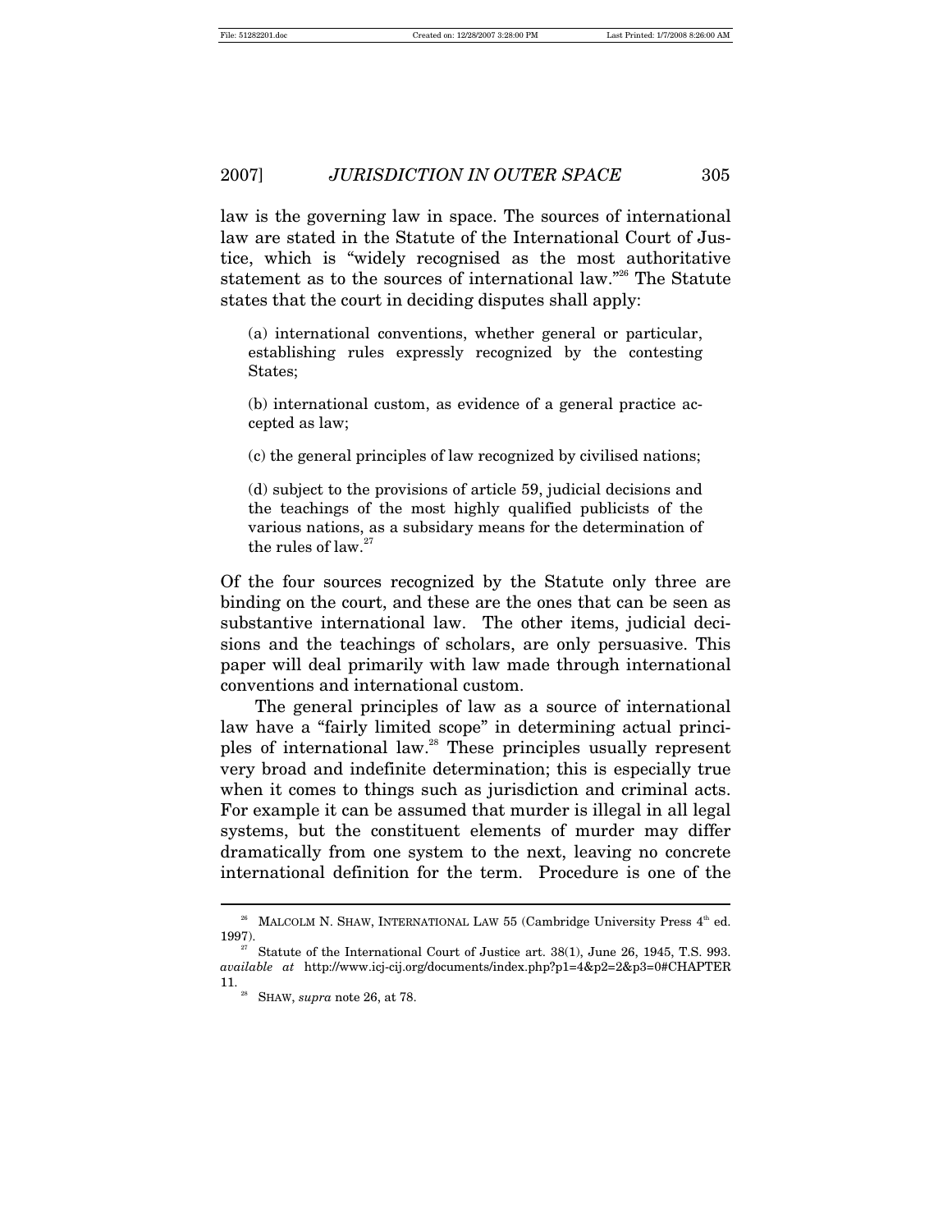law is the governing law in space. The sources of international law are stated in the Statute of the International Court of Justice, which is "widely recognised as the most authoritative statement as to the sources of international law."[26] The Statute states that the court in deciding disputes shall apply:

> (a) international conventions, whether general or particular, establishing rules expressly recognized by the contesting States;
>
> (b) international custom, as evidence of a general practice accepted as law;
>
> (c) the general principles of law recognized by civilised nations;
>
> (d) subject to the provisions of article 59, judicial decisions and the teachings of the most highly qualified publicists of the various nations, as a subsidary means for the determination of the rules of law.[27]

Of the four sources recognized by the Statute only three are binding on the court, and these are the ones that can be seen as substantive international law. The other items, judicial decisions and the teachings of scholars, are only persuasive. This paper will deal primarily with law made through international conventions and international custom.

The general principles of law as a source of international law have a "fairly limited scope" in determining actual principles of international law.[28] These principles usually represent very broad and indefinite determination; this is especially true when it comes to things such as jurisdiction and criminal acts. For example it can be assumed that murder is illegal in all legal systems, but the constituent elements of murder may differ dramatically from one system to the next, leaving no concrete international definition for the term. Procedure is one of the

---

[26] MALCOLM N. SHAW, INTERNATIONAL LAW 55 (Cambridge University Press 4th ed. 1997).

[27] Statute of the International Court of Justice art. 38(1), June 26, 1945, T.S. 993. *available at* http://www.icj-cij.org/documents/index.php?p1=4&p2=2&p3=0#CHAPTER 11.

[28] SHAW, *supra* note 26, at 78.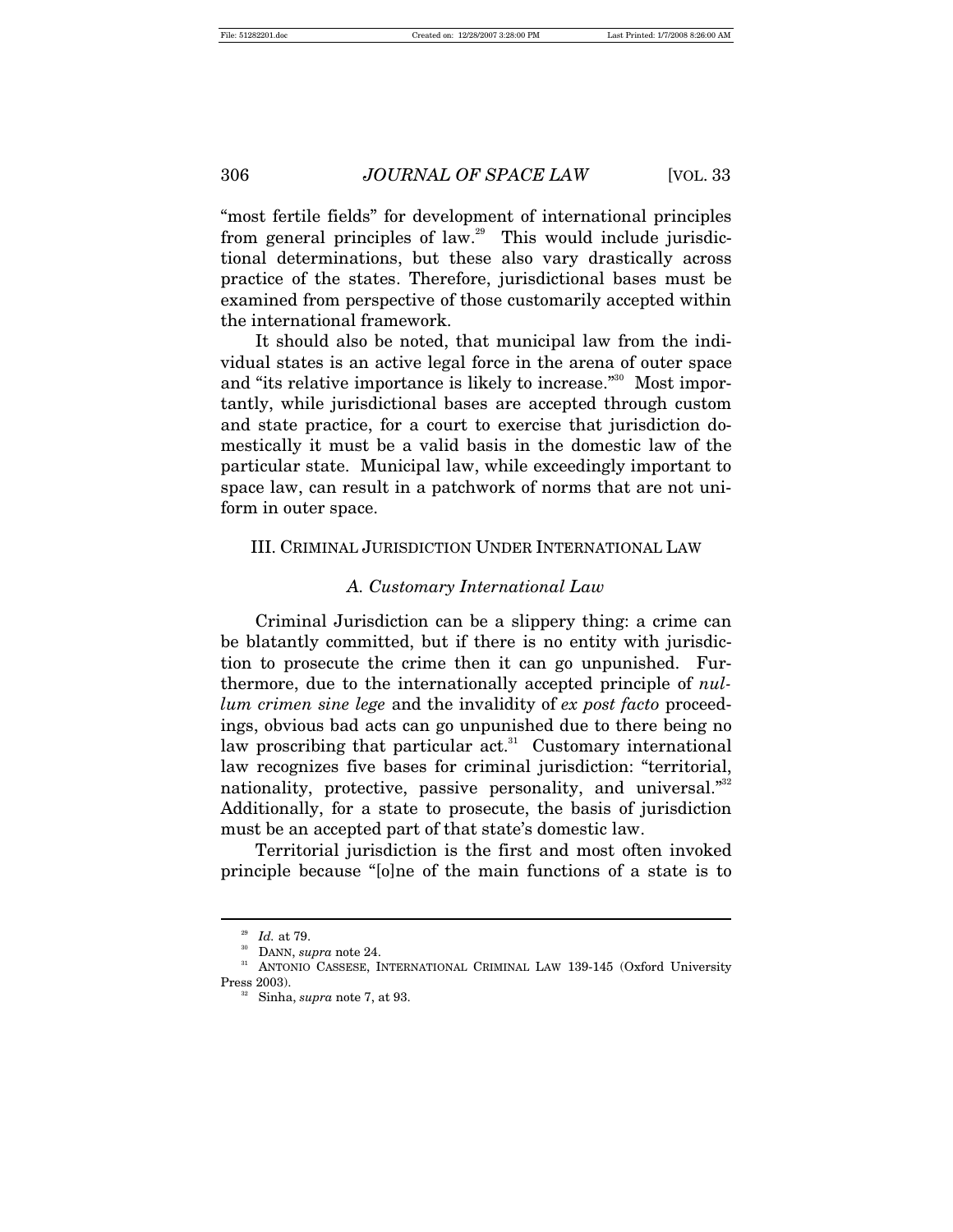"most fertile fields" for development of international principles from general principles of law.[29] This would include jurisdictional determinations, but these also vary drastically across practice of the states. Therefore, jurisdictional bases must be examined from perspective of those customarily accepted within the international framework.

It should also be noted, that municipal law from the individual states is an active legal force in the arena of outer space and "its relative importance is likely to increase."[30] Most importantly, while jurisdictional bases are accepted through custom and state practice, for a court to exercise that jurisdiction domestically it must be a valid basis in the domestic law of the particular state. Municipal law, while exceedingly important to space law, can result in a patchwork of norms that are not uniform in outer space.

## III. CRIMINAL JURISDICTION UNDER INTERNATIONAL LAW

### *A. Customary International Law*

Criminal Jurisdiction can be a slippery thing: a crime can be blatantly committed, but if there is no entity with jurisdiction to prosecute the crime then it can go unpunished. Furthermore, due to the internationally accepted principle of *nullum crimen sine lege* and the invalidity of *ex post facto* proceedings, obvious bad acts can go unpunished due to there being no law proscribing that particular act.[31] Customary international law recognizes five bases for criminal jurisdiction: "territorial, nationality, protective, passive personality, and universal."[32] Additionally, for a state to prosecute, the basis of jurisdiction must be an accepted part of that state's domestic law.

Territorial jurisdiction is the first and most often invoked principle because "[o]ne of the main functions of a state is to

---

[29] *Id.* at 79.

[30] DANN, *supra* note 24.

[31] ANTONIO CASSESE, INTERNATIONAL CRIMINAL LAW 139-145 (Oxford University Press 2003).

[32] Sinha, *supra* note 7, at 93.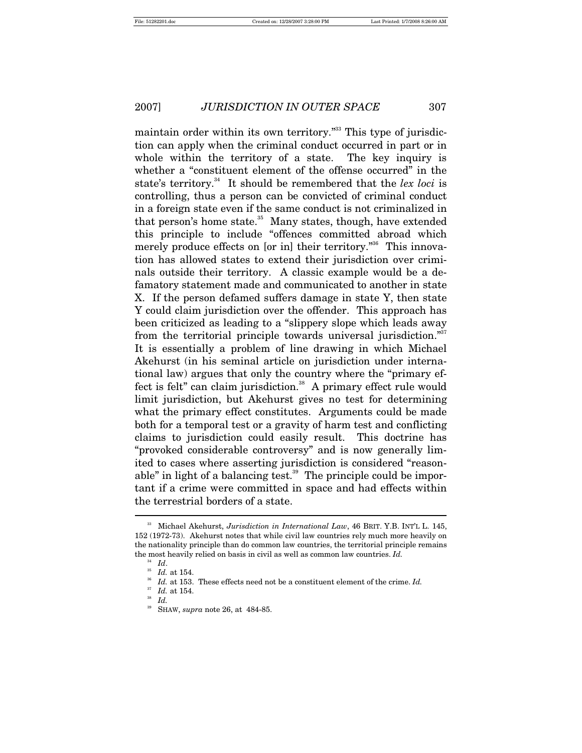maintain order within its own territory."[33] This type of jurisdiction can apply when the criminal conduct occurred in part or in whole within the territory of a state. The key inquiry is whether a "constituent element of the offense occurred" in the state's territory.[34] It should be remembered that the *lex loci* is controlling, thus a person can be convicted of criminal conduct in a foreign state even if the same conduct is not criminalized in that person's home state.[35] Many states, though, have extended this principle to include "offences committed abroad which merely produce effects on [or in] their territory."[36] This innovation has allowed states to extend their jurisdiction over criminals outside their territory. A classic example would be a defamatory statement made and communicated to another in state X. If the person defamed suffers damage in state Y, then state Y could claim jurisdiction over the offender. This approach has been criticized as leading to a "slippery slope which leads away from the territorial principle towards universal jurisdiction."[37] It is essentially a problem of line drawing in which Michael Akehurst (in his seminal article on jurisdiction under international law) argues that only the country where the "primary effect is felt" can claim jurisdiction.[38] A primary effect rule would limit jurisdiction, but Akehurst gives no test for determining what the primary effect constitutes. Arguments could be made both for a temporal test or a gravity of harm test and conflicting claims to jurisdiction could easily result. This doctrine has "provoked considerable controversy" and is now generally limited to cases where asserting jurisdiction is considered "reasonable" in light of a balancing test.[39] The principle could be important if a crime were committed in space and had effects within the terrestrial borders of a state.

---

[33] Michael Akehurst, *Jurisdiction in International Law*, 46 BRIT. Y.B. INT'L L. 145, 152 (1972-73). Akehurst notes that while civil law countries rely much more heavily on the nationality principle than do common law countries, the territorial principle remains the most heavily relied on basis in civil as well as common law countries. *Id.*

[34] *Id*.

[35] *Id.* at 154.

[36] *Id.* at 153. These effects need not be a constituent element of the crime. *Id.*

[37] *Id.* at 154.

[38] *Id.*

[39] SHAW, *supra* note 26, at 484-85.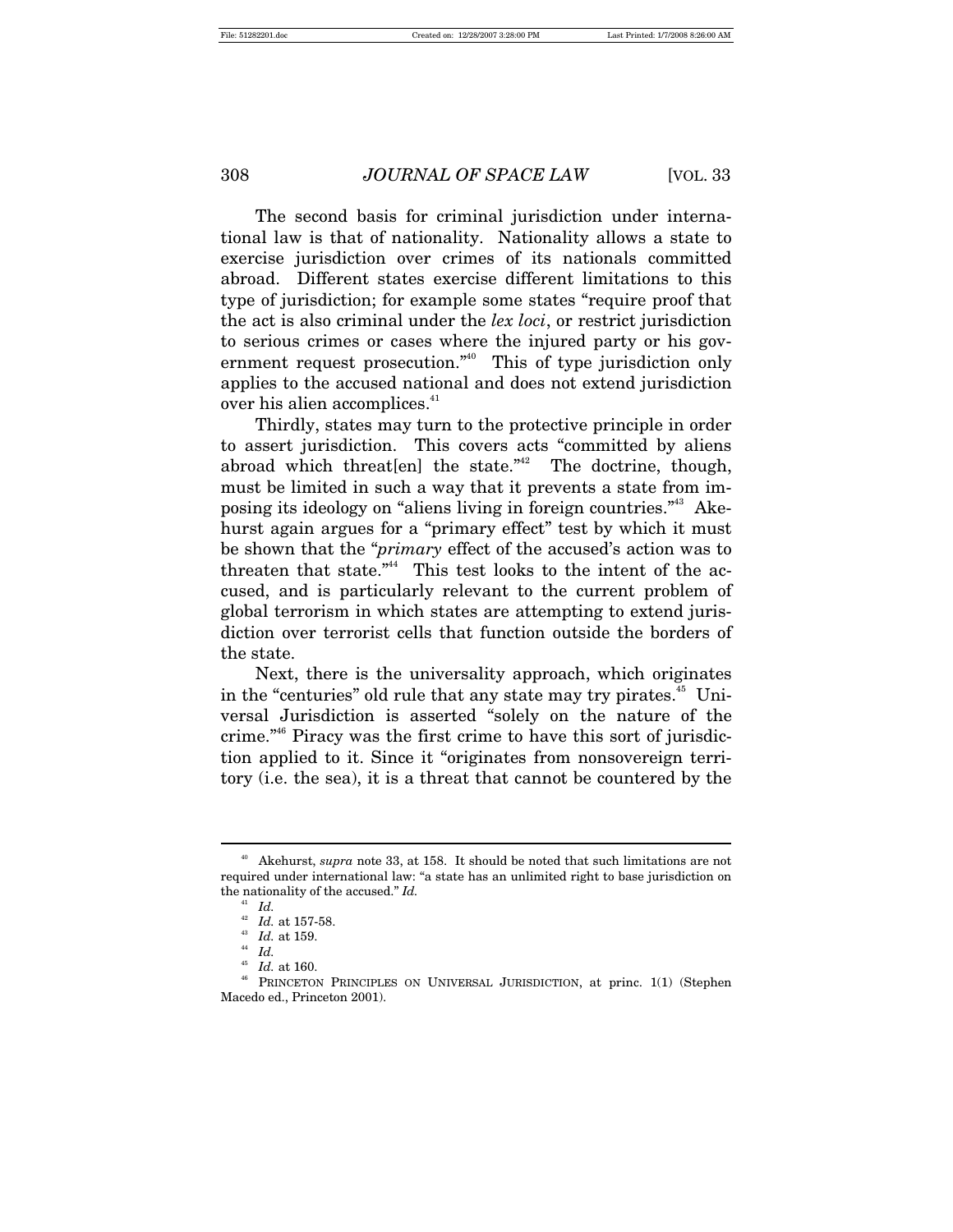The second basis for criminal jurisdiction under international law is that of nationality. Nationality allows a state to exercise jurisdiction over crimes of its nationals committed abroad. Different states exercise different limitations to this type of jurisdiction; for example some states "require proof that the act is also criminal under the *lex loci*, or restrict jurisdiction to serious crimes or cases where the injured party or his government request prosecution."[40] This of type jurisdiction only applies to the accused national and does not extend jurisdiction over his alien accomplices.[41]

Thirdly, states may turn to the protective principle in order to assert jurisdiction. This covers acts "committed by aliens abroad which threat[en] the state."[42] The doctrine, though, must be limited in such a way that it prevents a state from imposing its ideology on "aliens living in foreign countries."[43] Akehurst again argues for a "primary effect" test by which it must be shown that the "*primary* effect of the accused's action was to threaten that state."[44] This test looks to the intent of the accused, and is particularly relevant to the current problem of global terrorism in which states are attempting to extend jurisdiction over terrorist cells that function outside the borders of the state.

Next, there is the universality approach, which originates in the "centuries" old rule that any state may try pirates.[45] Universal Jurisdiction is asserted "solely on the nature of the crime."[46] Piracy was the first crime to have this sort of jurisdiction applied to it. Since it "originates from nonsovereign territory (i.e. the sea), it is a threat that cannot be countered by the

---

[40] Akehurst, *supra* note 33, at 158. It should be noted that such limitations are not required under international law: "a state has an unlimited right to base jurisdiction on the nationality of the accused." *Id.*

[41] *Id.*

[42] *Id.* at 157-58.

[43] *Id.* at 159.

[44] *Id.*

[45] *Id.* at 160.

[46] PRINCETON PRINCIPLES ON UNIVERSAL JURISDICTION, at princ. 1(1) (Stephen Macedo ed., Princeton 2001).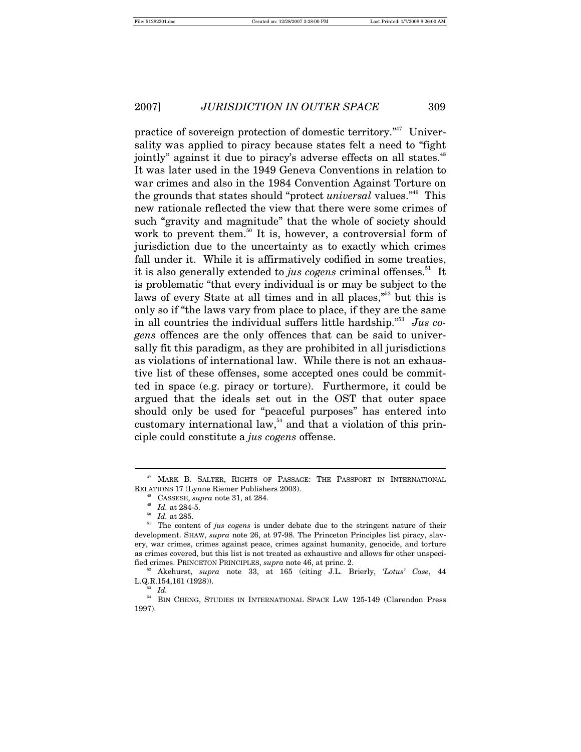practice of sovereign protection of domestic territory."[47] Universality was applied to piracy because states felt a need to "fight jointly" against it due to piracy's adverse effects on all states.[48] It was later used in the 1949 Geneva Conventions in relation to war crimes and also in the 1984 Convention Against Torture on the grounds that states should "protect *universal* values."[49] This new rationale reflected the view that there were some crimes of such "gravity and magnitude" that the whole of society should work to prevent them.[50] It is, however, a controversial form of jurisdiction due to the uncertainty as to exactly which crimes fall under it. While it is affirmatively codified in some treaties, it is also generally extended to *jus cogens* criminal offenses.[51] It is problematic "that every individual is or may be subject to the laws of every State at all times and in all places,"[52] but this is only so if "the laws vary from place to place, if they are the same in all countries the individual suffers little hardship."[53] *Jus cogens* offences are the only offences that can be said to universally fit this paradigm, as they are prohibited in all jurisdictions as violations of international law. While there is not an exhaustive list of these offenses, some accepted ones could be committed in space (e.g. piracy or torture). Furthermore, it could be argued that the ideals set out in the OST that outer space should only be used for "peaceful purposes" has entered into customary international law,[54] and that a violation of this principle could constitute a *jus cogens* offense.

---

[47] MARK B. SALTER, RIGHTS OF PASSAGE: THE PASSPORT IN INTERNATIONAL RELATIONS 17 (Lynne Riemer Publishers 2003).

[48] CASSESE, *supra* note 31, at 284.

[49] *Id.* at 284-5.

[50] *Id.* at 285.

[51] The content of *jus cogens* is under debate due to the stringent nature of their development. SHAW, *supra* note 26, at 97-98. The Princeton Principles list piracy, slavery, war crimes, crimes against peace, crimes against humanity, genocide, and torture as crimes covered, but this list is not treated as exhaustive and allows for other unspecified crimes. PRINCETON PRINCIPLES, *supra* note 46, at princ. 2.

[52] Akehurst, *supra* note 33, at 165 (citing J.L. Brierly, *'Lotus' Case*, 44 L.Q.R.154,161 (1928)).

[53] *Id.*

[54] BIN CHENG, STUDIES IN INTERNATIONAL SPACE LAW 125-149 (Clarendon Press 1997).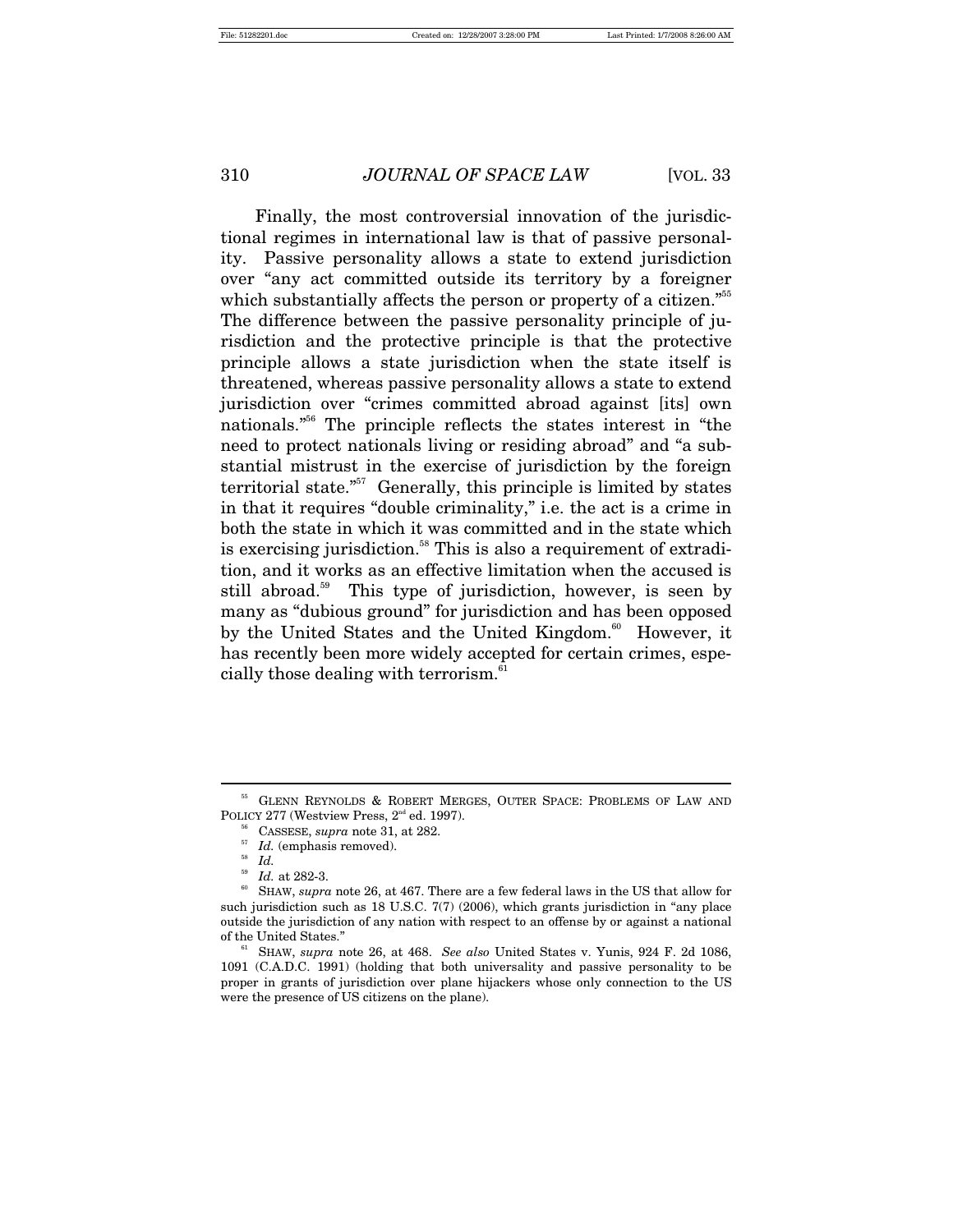Finally, the most controversial innovation of the jurisdictional regimes in international law is that of passive personality. Passive personality allows a state to extend jurisdiction over "any act committed outside its territory by a foreigner which substantially affects the person or property of a citizen."[55] The difference between the passive personality principle of jurisdiction and the protective principle is that the protective principle allows a state jurisdiction when the state itself is threatened, whereas passive personality allows a state to extend jurisdiction over "crimes committed abroad against [its] own nationals."[56] The principle reflects the states interest in "the need to protect nationals living or residing abroad" and "a substantial mistrust in the exercise of jurisdiction by the foreign territorial state."[57] Generally, this principle is limited by states in that it requires "double criminality," i.e. the act is a crime in both the state in which it was committed and in the state which is exercising jurisdiction.[58] This is also a requirement of extradition, and it works as an effective limitation when the accused is still abroad.[59] This type of jurisdiction, however, is seen by many as "dubious ground" for jurisdiction and has been opposed by the United States and the United Kingdom.[60] However, it has recently been more widely accepted for certain crimes, especially those dealing with terrorism.[61]

---

[55] GLENN REYNOLDS & ROBERT MERGES, OUTER SPACE: PROBLEMS OF LAW AND POLICY 277 (Westview Press, 2nd ed. 1997).

[56] CASSESE, *supra* note 31, at 282.

[57] *Id.* (emphasis removed).

[58] *Id.*

[59] *Id.* at 282-3.

[60] SHAW, *supra* note 26, at 467. There are a few federal laws in the US that allow for such jurisdiction such as 18 U.S.C. 7(7) (2006), which grants jurisdiction in "any place outside the jurisdiction of any nation with respect to an offense by or against a national of the United States."

[61] SHAW, *supra* note 26, at 468. *See also* United States v. Yunis, 924 F. 2d 1086, 1091 (C.A.D.C. 1991) (holding that both universality and passive personality to be proper in grants of jurisdiction over plane hijackers whose only connection to the US were the presence of US citizens on the plane).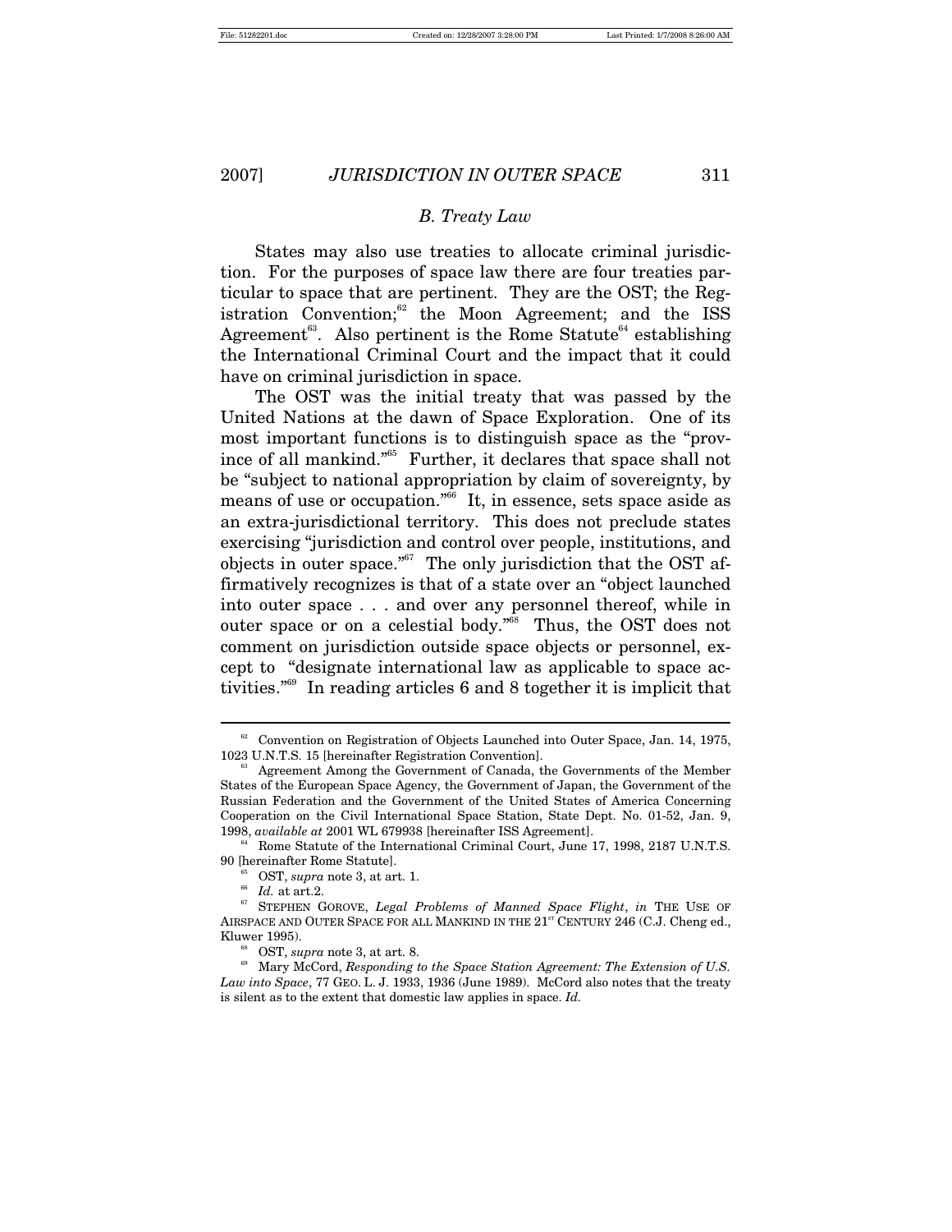### *B. Treaty Law*

States may also use treaties to allocate criminal jurisdiction. For the purposes of space law there are four treaties particular to space that are pertinent. They are the OST; the Registration Convention;[62] the Moon Agreement; and the ISS Agreement[63]. Also pertinent is the Rome Statute[64] establishing the International Criminal Court and the impact that it could have on criminal jurisdiction in space.

The OST was the initial treaty that was passed by the United Nations at the dawn of Space Exploration. One of its most important functions is to distinguish space as the "province of all mankind."[65] Further, it declares that space shall not be "subject to national appropriation by claim of sovereignty, by means of use or occupation."[66] It, in essence, sets space aside as an extra-jurisdictional territory. This does not preclude states exercising "jurisdiction and control over people, institutions, and objects in outer space."[67] The only jurisdiction that the OST affirmatively recognizes is that of a state over an "object launched into outer space . . . and over any personnel thereof, while in outer space or on a celestial body."[68] Thus, the OST does not comment on jurisdiction outside space objects or personnel, except to "designate international law as applicable to space activities."[69] In reading articles 6 and 8 together it is implicit that

---

[62] Convention on Registration of Objects Launched into Outer Space, Jan. 14, 1975, 1023 U.N.T.S. 15 [hereinafter Registration Convention].

[63] Agreement Among the Government of Canada, the Governments of the Member States of the European Space Agency, the Government of Japan, the Government of the Russian Federation and the Government of the United States of America Concerning Cooperation on the Civil International Space Station, State Dept. No. 01-52, Jan. 9, 1998, *available at* 2001 WL 679938 [hereinafter ISS Agreement].

[64] Rome Statute of the International Criminal Court, June 17, 1998, 2187 U.N.T.S. 90 [hereinafter Rome Statute].

[65] OST, *supra* note 3, at art. 1.

[66] *Id.* at art.2.

[67] STEPHEN GOROVE, *Legal Problems of Manned Space Flight*, *in* THE USE OF AIRSPACE AND OUTER SPACE FOR ALL MANKIND IN THE 21ST CENTURY 246 (C.J. Cheng ed., Kluwer 1995).

[68] OST, *supra* note 3, at art. 8.

[69] Mary McCord, *Responding to the Space Station Agreement: The Extension of U.S. Law into Space*, 77 GEO. L. J. 1933, 1936 (June 1989). McCord also notes that the treaty is silent as to the extent that domestic law applies in space. *Id.*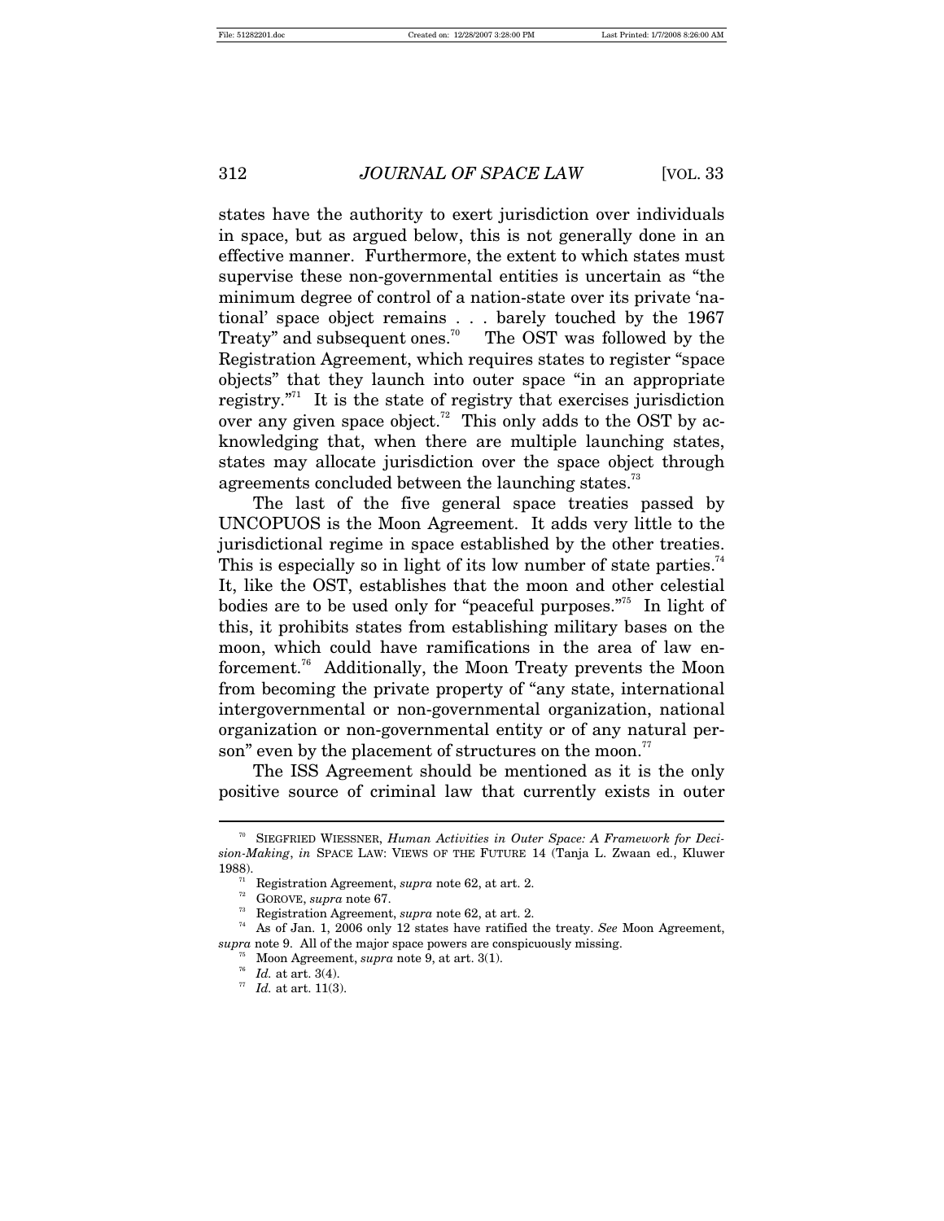states have the authority to exert jurisdiction over individuals in space, but as argued below, this is not generally done in an effective manner. Furthermore, the extent to which states must supervise these non-governmental entities is uncertain as "the minimum degree of control of a nation-state over its private 'national' space object remains . . . barely touched by the 1967 Treaty" and subsequent ones.[70] The OST was followed by the Registration Agreement, which requires states to register "space objects" that they launch into outer space "in an appropriate registry."[71] It is the state of registry that exercises jurisdiction over any given space object.[72] This only adds to the OST by acknowledging that, when there are multiple launching states, states may allocate jurisdiction over the space object through agreements concluded between the launching states.[73]

The last of the five general space treaties passed by UNCOPUOS is the Moon Agreement. It adds very little to the jurisdictional regime in space established by the other treaties. This is especially so in light of its low number of state parties.[74] It, like the OST, establishes that the moon and other celestial bodies are to be used only for "peaceful purposes."[75] In light of this, it prohibits states from establishing military bases on the moon, which could have ramifications in the area of law enforcement.[76] Additionally, the Moon Treaty prevents the Moon from becoming the private property of "any state, international intergovernmental or non-governmental organization, national organization or non-governmental entity or of any natural person" even by the placement of structures on the moon.[77]

The ISS Agreement should be mentioned as it is the only positive source of criminal law that currently exists in outer

---

[70] SIEGFRIED WIESSNER, *Human Activities in Outer Space: A Framework for Decision-Making*, *in* SPACE LAW: VIEWS OF THE FUTURE 14 (Tanja L. Zwaan ed., Kluwer 1988).

[71] Registration Agreement, *supra* note 62, at art. 2.

[72] GOROVE, *supra* note 67.

[73] Registration Agreement, *supra* note 62, at art. 2.

[74] As of Jan. 1, 2006 only 12 states have ratified the treaty. *See* Moon Agreement, *supra* note 9. All of the major space powers are conspicuously missing.

[75] Moon Agreement, *supra* note 9, at art. 3(1).

[76] *Id.* at art. 3(4).

[77] *Id.* at art. 11(3).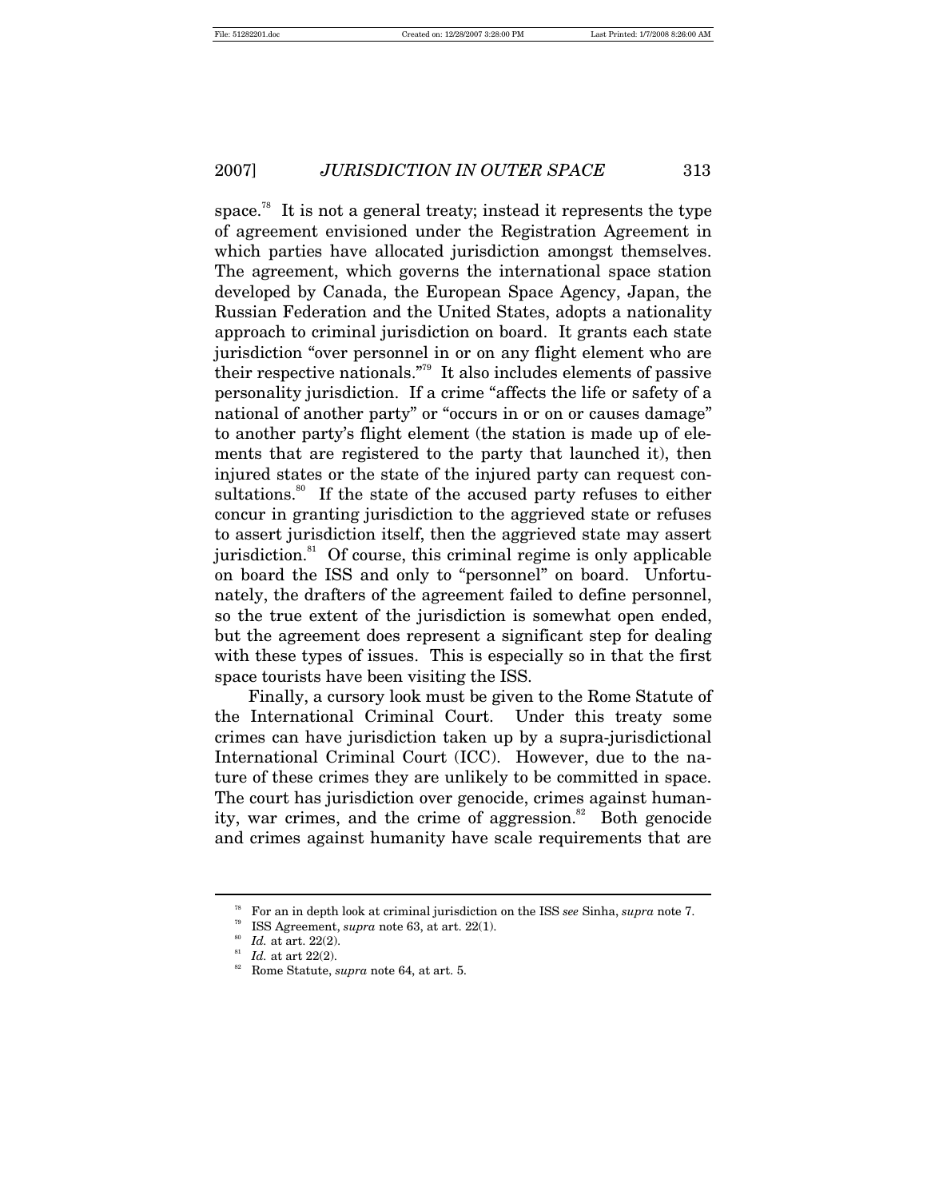space.[78] It is not a general treaty; instead it represents the type of agreement envisioned under the Registration Agreement in which parties have allocated jurisdiction amongst themselves. The agreement, which governs the international space station developed by Canada, the European Space Agency, Japan, the Russian Federation and the United States, adopts a nationality approach to criminal jurisdiction on board. It grants each state jurisdiction "over personnel in or on any flight element who are their respective nationals."[79] It also includes elements of passive personality jurisdiction. If a crime "affects the life or safety of a national of another party" or "occurs in or on or causes damage" to another party's flight element (the station is made up of elements that are registered to the party that launched it), then injured states or the state of the injured party can request consultations.[80] If the state of the accused party refuses to either concur in granting jurisdiction to the aggrieved state or refuses to assert jurisdiction itself, then the aggrieved state may assert jurisdiction.[81] Of course, this criminal regime is only applicable on board the ISS and only to "personnel" on board. Unfortunately, the drafters of the agreement failed to define personnel, so the true extent of the jurisdiction is somewhat open ended, but the agreement does represent a significant step for dealing with these types of issues. This is especially so in that the first space tourists have been visiting the ISS.

Finally, a cursory look must be given to the Rome Statute of the International Criminal Court. Under this treaty some crimes can have jurisdiction taken up by a supra-jurisdictional International Criminal Court (ICC). However, due to the nature of these crimes they are unlikely to be committed in space. The court has jurisdiction over genocide, crimes against humanity, war crimes, and the crime of aggression.[82] Both genocide and crimes against humanity have scale requirements that are

---

[78] For an in depth look at criminal jurisdiction on the ISS *see* Sinha, *supra* note 7.

[79] ISS Agreement, *supra* note 63, at art. 22(1).

[80] *Id.* at art. 22(2).

[81] *Id.* at art 22(2).

[82] Rome Statute, *supra* note 64, at art. 5.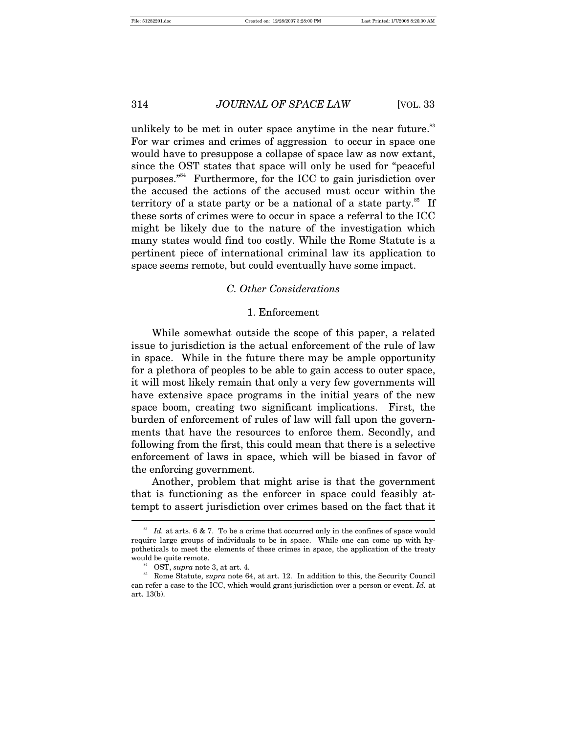unlikely to be met in outer space anytime in the near future.[83] For war crimes and crimes of aggression to occur in space one would have to presuppose a collapse of space law as now extant, since the OST states that space will only be used for "peaceful purposes."[84] Furthermore, for the ICC to gain jurisdiction over the accused the actions of the accused must occur within the territory of a state party or be a national of a state party.[85] If these sorts of crimes were to occur in space a referral to the ICC might be likely due to the nature of the investigation which many states would find too costly. While the Rome Statute is a pertinent piece of international criminal law its application to space seems remote, but could eventually have some impact.

### *C. Other Considerations*

#### 1. Enforcement

While somewhat outside the scope of this paper, a related issue to jurisdiction is the actual enforcement of the rule of law in space. While in the future there may be ample opportunity for a plethora of peoples to be able to gain access to outer space, it will most likely remain that only a very few governments will have extensive space programs in the initial years of the new space boom, creating two significant implications. First, the burden of enforcement of rules of law will fall upon the governments that have the resources to enforce them. Secondly, and following from the first, this could mean that there is a selective enforcement of laws in space, which will be biased in favor of the enforcing government.

Another, problem that might arise is that the government that is functioning as the enforcer in space could feasibly attempt to assert jurisdiction over crimes based on the fact that it

---

[83] *Id.* at arts. 6 & 7. To be a crime that occurred only in the confines of space would require large groups of individuals to be in space. While one can come up with hypotheticals to meet the elements of these crimes in space, the application of the treaty would be quite remote.

[84] OST, *supra* note 3, at art. 4.

[85] Rome Statute, *supra* note 64, at art. 12. In addition to this, the Security Council can refer a case to the ICC, which would grant jurisdiction over a person or event. *Id.* at art. 13(b).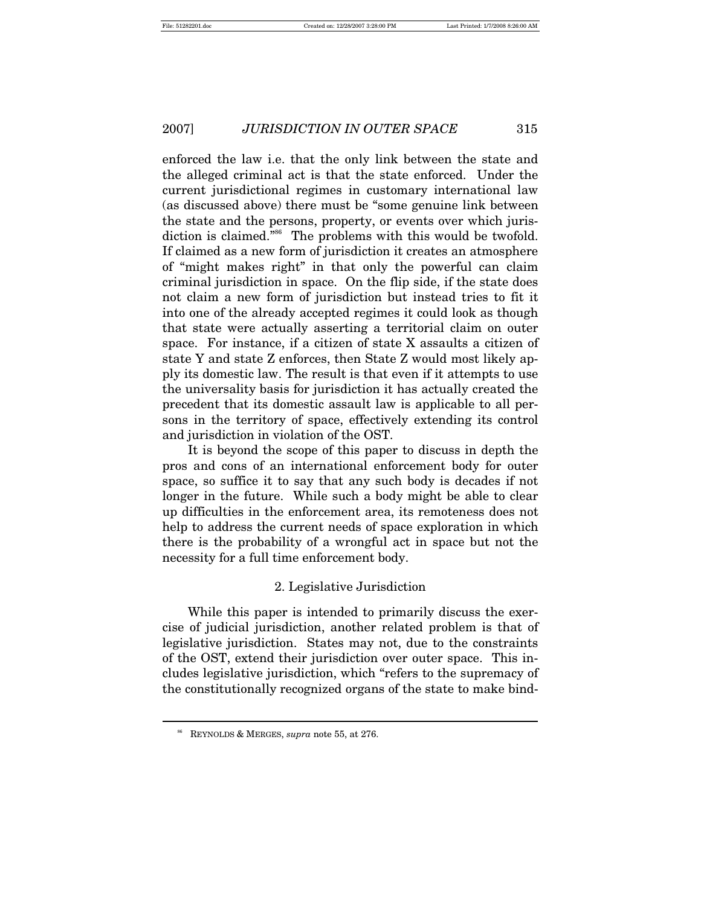enforced the law i.e. that the only link between the state and the alleged criminal act is that the state enforced. Under the current jurisdictional regimes in customary international law (as discussed above) there must be "some genuine link between the state and the persons, property, or events over which jurisdiction is claimed."[86] The problems with this would be twofold. If claimed as a new form of jurisdiction it creates an atmosphere of "might makes right" in that only the powerful can claim criminal jurisdiction in space. On the flip side, if the state does not claim a new form of jurisdiction but instead tries to fit it into one of the already accepted regimes it could look as though that state were actually asserting a territorial claim on outer space. For instance, if a citizen of state X assaults a citizen of state Y and state Z enforces, then State Z would most likely apply its domestic law. The result is that even if it attempts to use the universality basis for jurisdiction it has actually created the precedent that its domestic assault law is applicable to all persons in the territory of space, effectively extending its control and jurisdiction in violation of the OST.

It is beyond the scope of this paper to discuss in depth the pros and cons of an international enforcement body for outer space, so suffice it to say that any such body is decades if not longer in the future. While such a body might be able to clear up difficulties in the enforcement area, its remoteness does not help to address the current needs of space exploration in which there is the probability of a wrongful act in space but not the necessity for a full time enforcement body.

### 2. Legislative Jurisdiction

While this paper is intended to primarily discuss the exercise of judicial jurisdiction, another related problem is that of legislative jurisdiction. States may not, due to the constraints of the OST, extend their jurisdiction over outer space. This includes legislative jurisdiction, which "refers to the supremacy of the constitutionally recognized organs of the state to make bind-

[86] REYNOLDS & MERGES, *supra* note 55, at 276.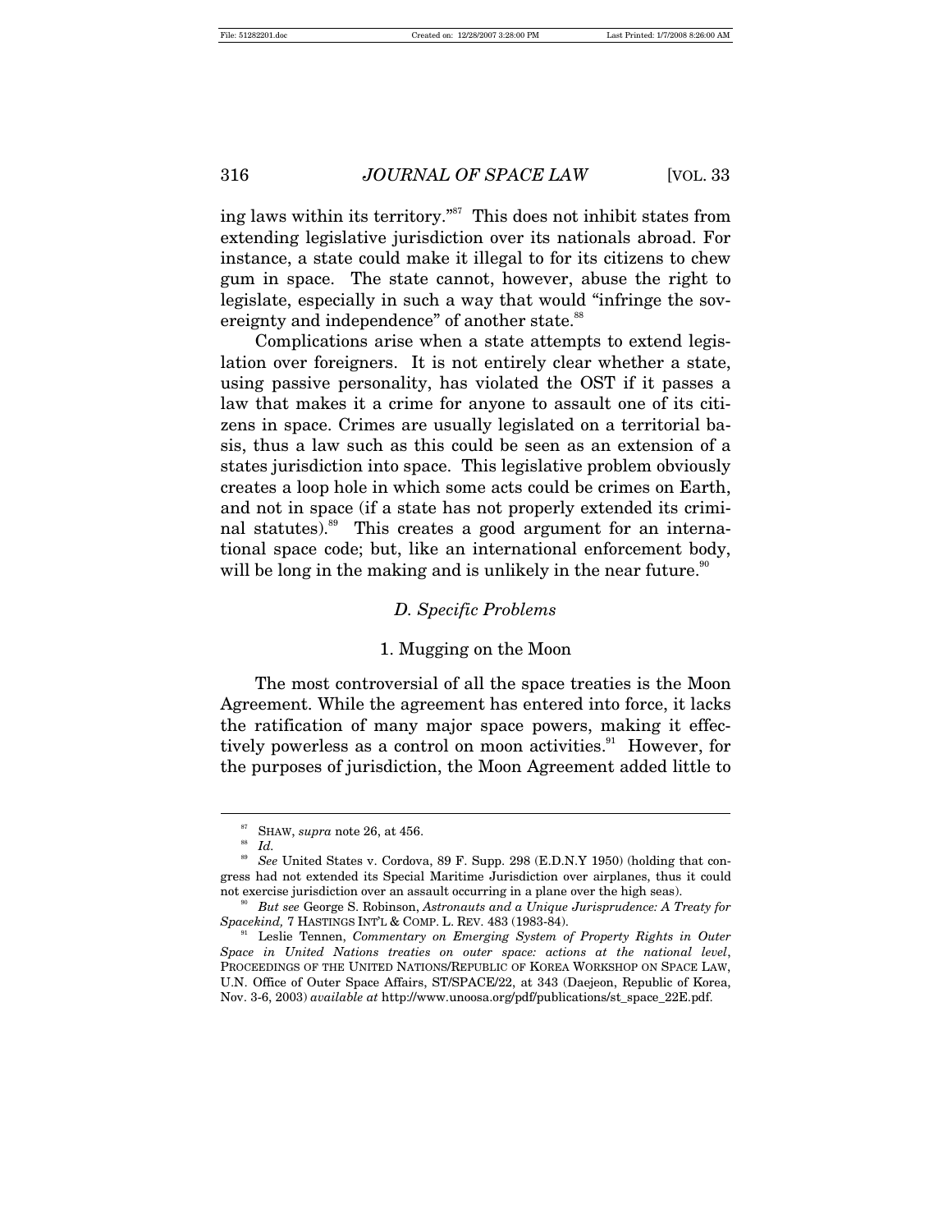ing laws within its territory."[87] This does not inhibit states from extending legislative jurisdiction over its nationals abroad. For instance, a state could make it illegal to for its citizens to chew gum in space. The state cannot, however, abuse the right to legislate, especially in such a way that would "infringe the sovereignty and independence" of another state.[88]

Complications arise when a state attempts to extend legislation over foreigners. It is not entirely clear whether a state, using passive personality, has violated the OST if it passes a law that makes it a crime for anyone to assault one of its citizens in space. Crimes are usually legislated on a territorial basis, thus a law such as this could be seen as an extension of a states jurisdiction into space. This legislative problem obviously creates a loop hole in which some acts could be crimes on Earth, and not in space (if a state has not properly extended its criminal statutes).[89] This creates a good argument for an international space code; but, like an international enforcement body, will be long in the making and is unlikely in the near future.[90]

### *D. Specific Problems*

#### 1. Mugging on the Moon

The most controversial of all the space treaties is the Moon Agreement. While the agreement has entered into force, it lacks the ratification of many major space powers, making it effectively powerless as a control on moon activities.[91] However, for the purposes of jurisdiction, the Moon Agreement added little to

---

[87] SHAW, *supra* note 26, at 456.

[88] *Id.*

[89] *See* United States v. Cordova, 89 F. Supp. 298 (E.D.N.Y 1950) (holding that congress had not extended its Special Maritime Jurisdiction over airplanes, thus it could not exercise jurisdiction over an assault occurring in a plane over the high seas).

[90] *But see* George S. Robinson, *Astronauts and a Unique Jurisprudence: A Treaty for Spacekind,* 7 HASTINGS INT'L & COMP. L. REV. 483 (1983-84).

[91] Leslie Tennen, *Commentary on Emerging System of Property Rights in Outer Space in United Nations treaties on outer space: actions at the national level*, PROCEEDINGS OF THE UNITED NATIONS/REPUBLIC OF KOREA WORKSHOP ON SPACE LAW, U.N. Office of Outer Space Affairs, ST/SPACE/22, at 343 (Daejeon, Republic of Korea, Nov. 3-6, 2003) *available at* http://www.unoosa.org/pdf/publications/st_space_22E.pdf.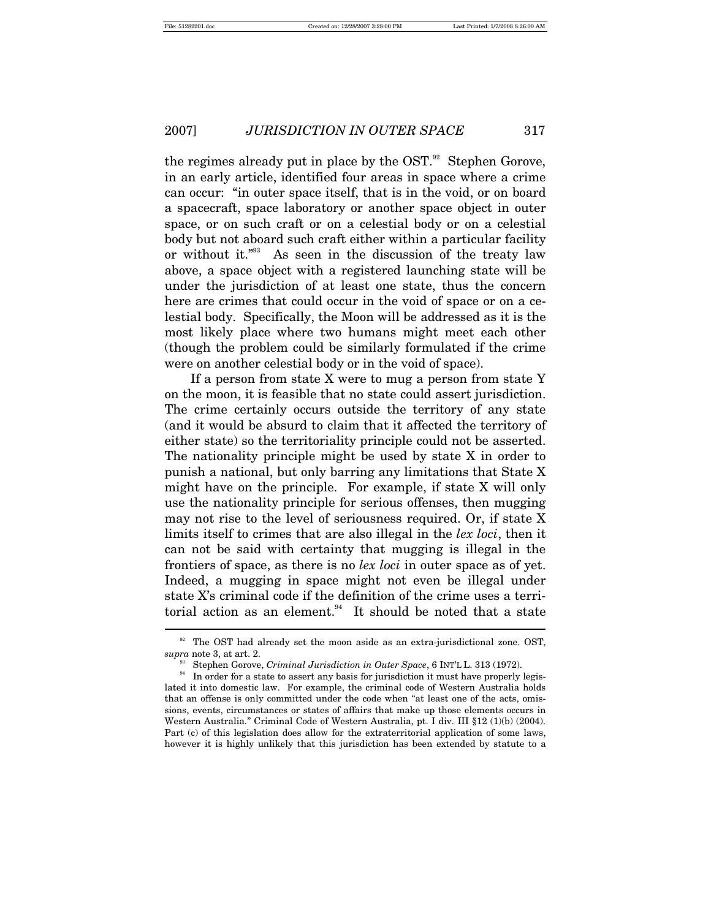the regimes already put in place by the OST.[92] Stephen Gorove, in an early article, identified four areas in space where a crime can occur: "in outer space itself, that is in the void, or on board a spacecraft, space laboratory or another space object in outer space, or on such craft or on a celestial body or on a celestial body but not aboard such craft either within a particular facility or without it."[93] As seen in the discussion of the treaty law above, a space object with a registered launching state will be under the jurisdiction of at least one state, thus the concern here are crimes that could occur in the void of space or on a celestial body. Specifically, the Moon will be addressed as it is the most likely place where two humans might meet each other (though the problem could be similarly formulated if the crime were on another celestial body or in the void of space).

If a person from state X were to mug a person from state Y on the moon, it is feasible that no state could assert jurisdiction. The crime certainly occurs outside the territory of any state (and it would be absurd to claim that it affected the territory of either state) so the territoriality principle could not be asserted. The nationality principle might be used by state X in order to punish a national, but only barring any limitations that State X might have on the principle. For example, if state X will only use the nationality principle for serious offenses, then mugging may not rise to the level of seriousness required. Or, if state X limits itself to crimes that are also illegal in the *lex loci*, then it can not be said with certainty that mugging is illegal in the frontiers of space, as there is no *lex loci* in outer space as of yet. Indeed, a mugging in space might not even be illegal under state X's criminal code if the definition of the crime uses a territorial action as an element.[94] It should be noted that a state

---

[92] The OST had already set the moon aside as an extra-jurisdictional zone. OST, *supra* note 3, at art. 2.

[93] Stephen Gorove, *Criminal Jurisdiction in Outer Space*, 6 INT'L L. 313 (1972).

[94] In order for a state to assert any basis for jurisdiction it must have properly legislated it into domestic law. For example, the criminal code of Western Australia holds that an offense is only committed under the code when "at least one of the acts, omissions, events, circumstances or states of affairs that make up those elements occurs in Western Australia." Criminal Code of Western Australia, pt. I div. III §12 (1)(b) (2004). Part (c) of this legislation does allow for the extraterritorial application of some laws, however it is highly unlikely that this jurisdiction has been extended by statute to a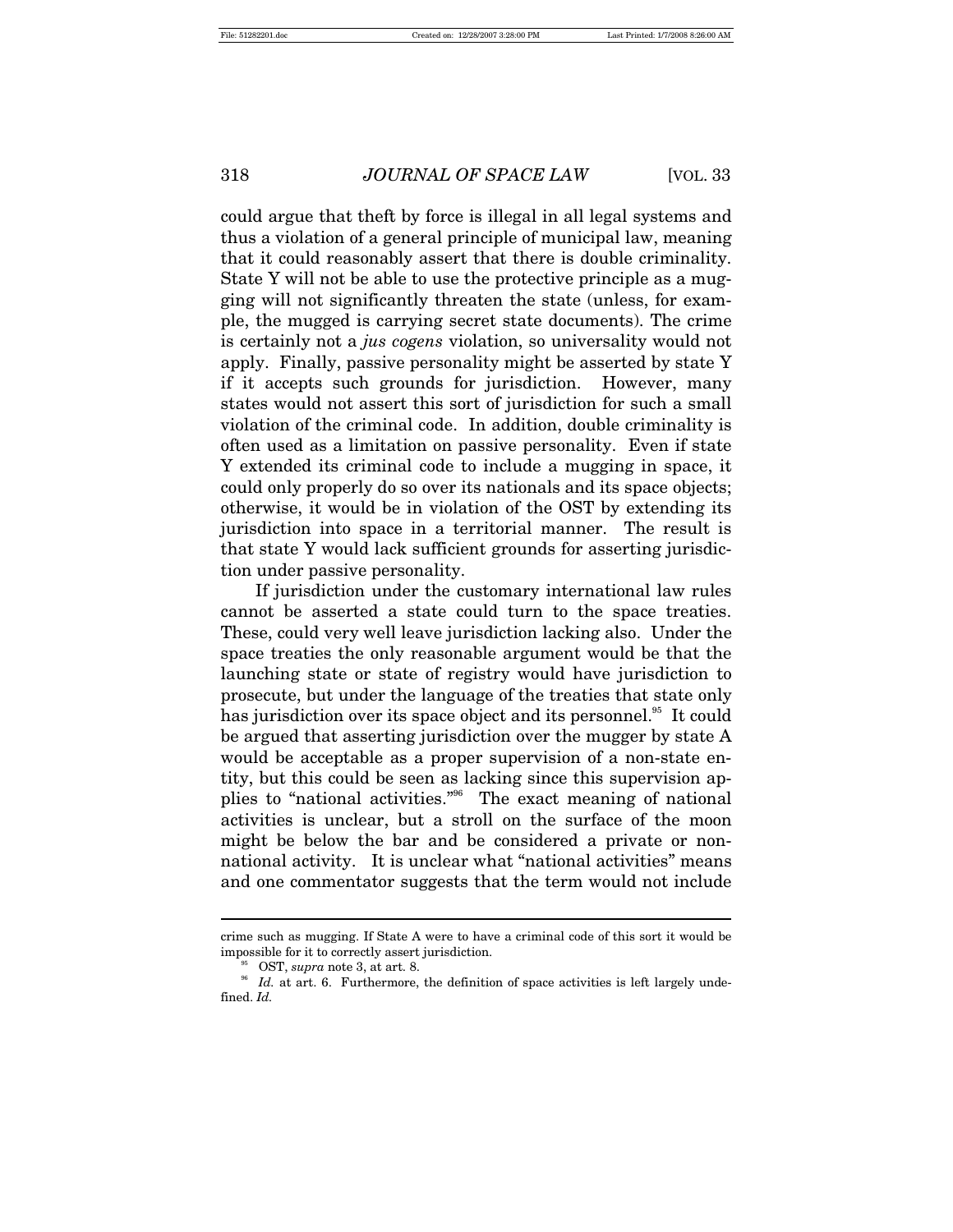could argue that theft by force is illegal in all legal systems and thus a violation of a general principle of municipal law, meaning that it could reasonably assert that there is double criminality. State Y will not be able to use the protective principle as a mugging will not significantly threaten the state (unless, for example, the mugged is carrying secret state documents). The crime is certainly not a *jus cogens* violation, so universality would not apply. Finally, passive personality might be asserted by state Y if it accepts such grounds for jurisdiction. However, many states would not assert this sort of jurisdiction for such a small violation of the criminal code. In addition, double criminality is often used as a limitation on passive personality. Even if state Y extended its criminal code to include a mugging in space, it could only properly do so over its nationals and its space objects; otherwise, it would be in violation of the OST by extending its jurisdiction into space in a territorial manner. The result is that state Y would lack sufficient grounds for asserting jurisdiction under passive personality.

If jurisdiction under the customary international law rules cannot be asserted a state could turn to the space treaties. These, could very well leave jurisdiction lacking also. Under the space treaties the only reasonable argument would be that the launching state or state of registry would have jurisdiction to prosecute, but under the language of the treaties that state only has jurisdiction over its space object and its personnel.[95] It could be argued that asserting jurisdiction over the mugger by state A would be acceptable as a proper supervision of a non-state entity, but this could be seen as lacking since this supervision applies to "national activities."[96] The exact meaning of national activities is unclear, but a stroll on the surface of the moon might be below the bar and be considered a private or non-national activity. It is unclear what "national activities" means and one commentator suggests that the term would not include

---

crime such as mugging. If State A were to have a criminal code of this sort it would be impossible for it to correctly assert jurisdiction.

[95] OST, *supra* note 3, at art. 8.

[96] *Id.* at art. 6. Furthermore, the definition of space activities is left largely undefined. *Id.*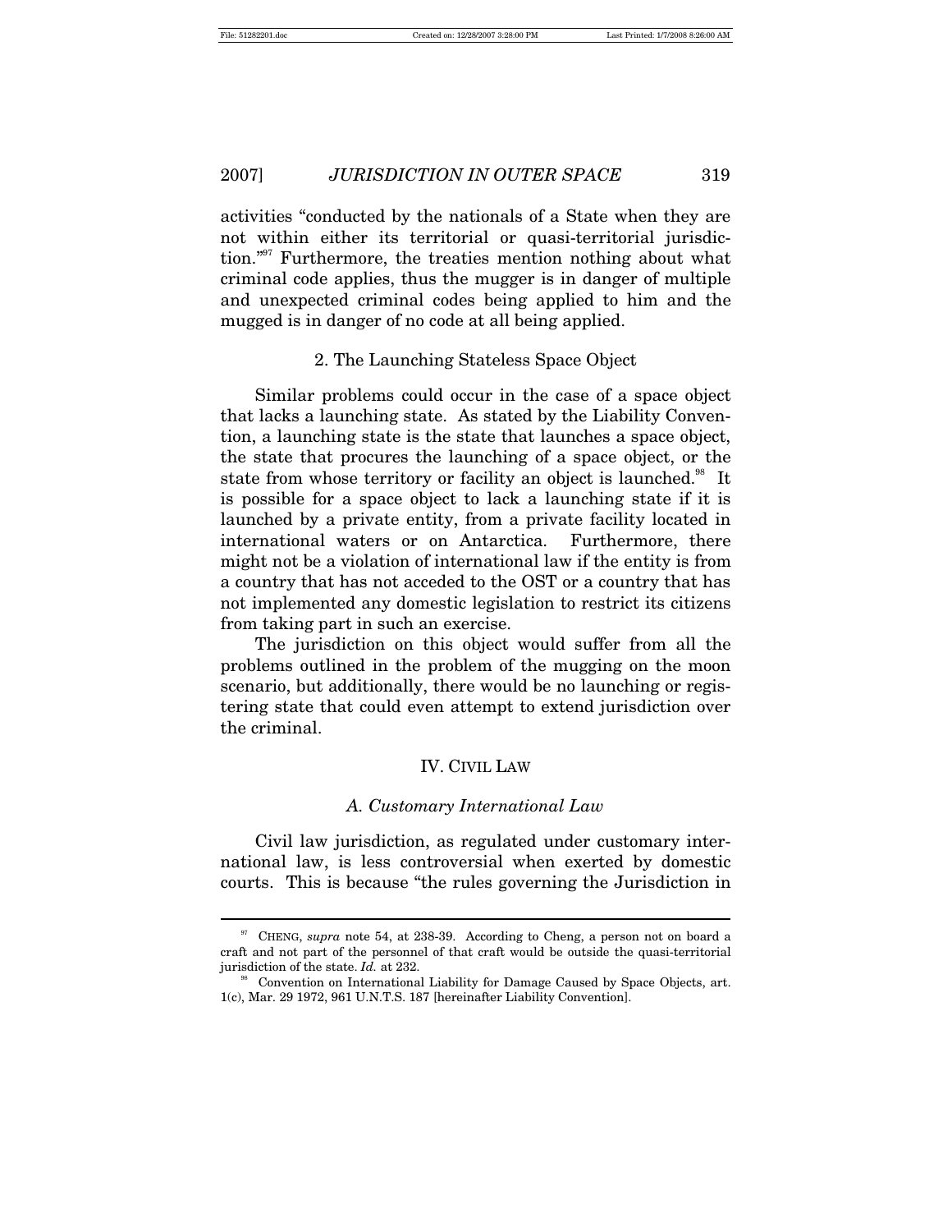activities "conducted by the nationals of a State when they are not within either its territorial or quasi-territorial jurisdiction."[97] Furthermore, the treaties mention nothing about what criminal code applies, thus the mugger is in danger of multiple and unexpected criminal codes being applied to him and the mugged is in danger of no code at all being applied.

#### 2. The Launching Stateless Space Object

Similar problems could occur in the case of a space object that lacks a launching state. As stated by the Liability Convention, a launching state is the state that launches a space object, the state that procures the launching of a space object, or the state from whose territory or facility an object is launched.[98] It is possible for a space object to lack a launching state if it is launched by a private entity, from a private facility located in international waters or on Antarctica. Furthermore, there might not be a violation of international law if the entity is from a country that has not acceded to the OST or a country that has not implemented any domestic legislation to restrict its citizens from taking part in such an exercise.

The jurisdiction on this object would suffer from all the problems outlined in the problem of the mugging on the moon scenario, but additionally, there would be no launching or registering state that could even attempt to extend jurisdiction over the criminal.

## IV. CIVIL LAW

### *A. Customary International Law*

Civil law jurisdiction, as regulated under customary international law, is less controversial when exerted by domestic courts. This is because "the rules governing the Jurisdiction in

---

[97] CHENG, *supra* note 54, at 238-39. According to Cheng, a person not on board a craft and not part of the personnel of that craft would be outside the quasi-territorial jurisdiction of the state. *Id.* at 232.

[98] Convention on International Liability for Damage Caused by Space Objects, art. 1(c), Mar. 29 1972, 961 U.N.T.S. 187 [hereinafter Liability Convention].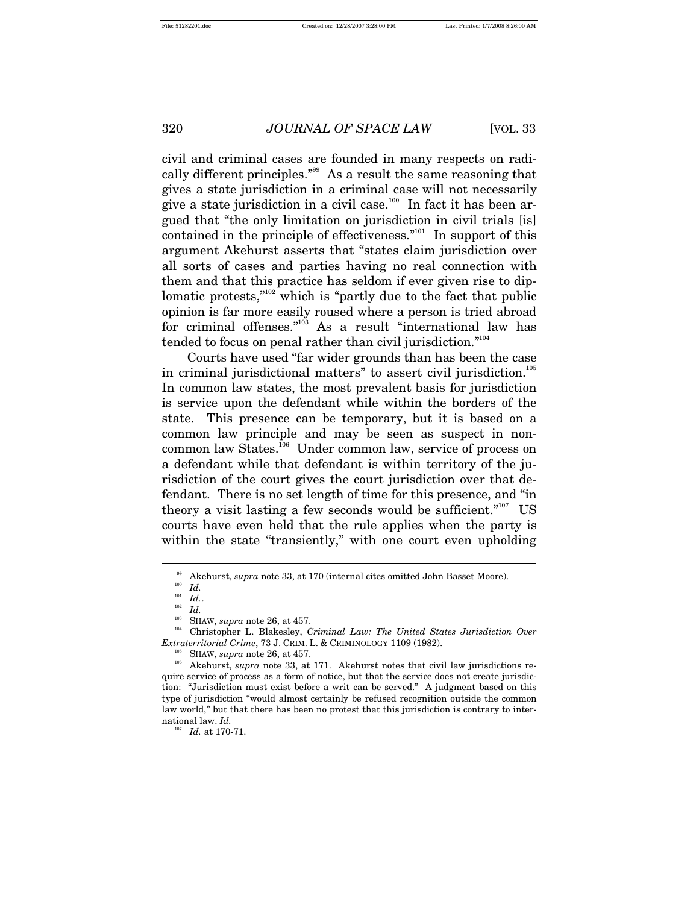civil and criminal cases are founded in many respects on radically different principles."[99] As a result the same reasoning that gives a state jurisdiction in a criminal case will not necessarily give a state jurisdiction in a civil case.[100] In fact it has been argued that "the only limitation on jurisdiction in civil trials [is] contained in the principle of effectiveness."[101] In support of this argument Akehurst asserts that "states claim jurisdiction over all sorts of cases and parties having no real connection with them and that this practice has seldom if ever given rise to diplomatic protests,"[102] which is "partly due to the fact that public opinion is far more easily roused where a person is tried abroad for criminal offenses."[103] As a result "international law has tended to focus on penal rather than civil jurisdiction."[104]

Courts have used "far wider grounds than has been the case in criminal jurisdictional matters" to assert civil jurisdiction.[105] In common law states, the most prevalent basis for jurisdiction is service upon the defendant while within the borders of the state. This presence can be temporary, but it is based on a common law principle and may be seen as suspect in non-common law States.[106] Under common law, service of process on a defendant while that defendant is within territory of the jurisdiction of the court gives the court jurisdiction over that defendant. There is no set length of time for this presence, and "in theory a visit lasting a few seconds would be sufficient."[107] US courts have even held that the rule applies when the party is within the state "transiently," with one court even upholding

---

[99] Akehurst, *supra* note 33, at 170 (internal cites omitted John Basset Moore).

[100] *Id.*

[101] *Id.*.

[102] *Id.*

[103] SHAW, *supra* note 26, at 457.

[104] Christopher L. Blakesley, *Criminal Law: The United States Jurisdiction Over Extraterritorial Crime*, 73 J. CRIM. L. & CRIMINOLOGY 1109 (1982).

[105] SHAW, *supra* note 26, at 457.

[106] Akehurst, *supra* note 33, at 171. Akehurst notes that civil law jurisdictions require service of process as a form of notice, but that the service does not create jurisdiction: "Jurisdiction must exist before a writ can be served." A judgment based on this type of jurisdiction "would almost certainly be refused recognition outside the common law world," but that there has been no protest that this jurisdiction is contrary to international law. *Id.*

[107] *Id.* at 170-71.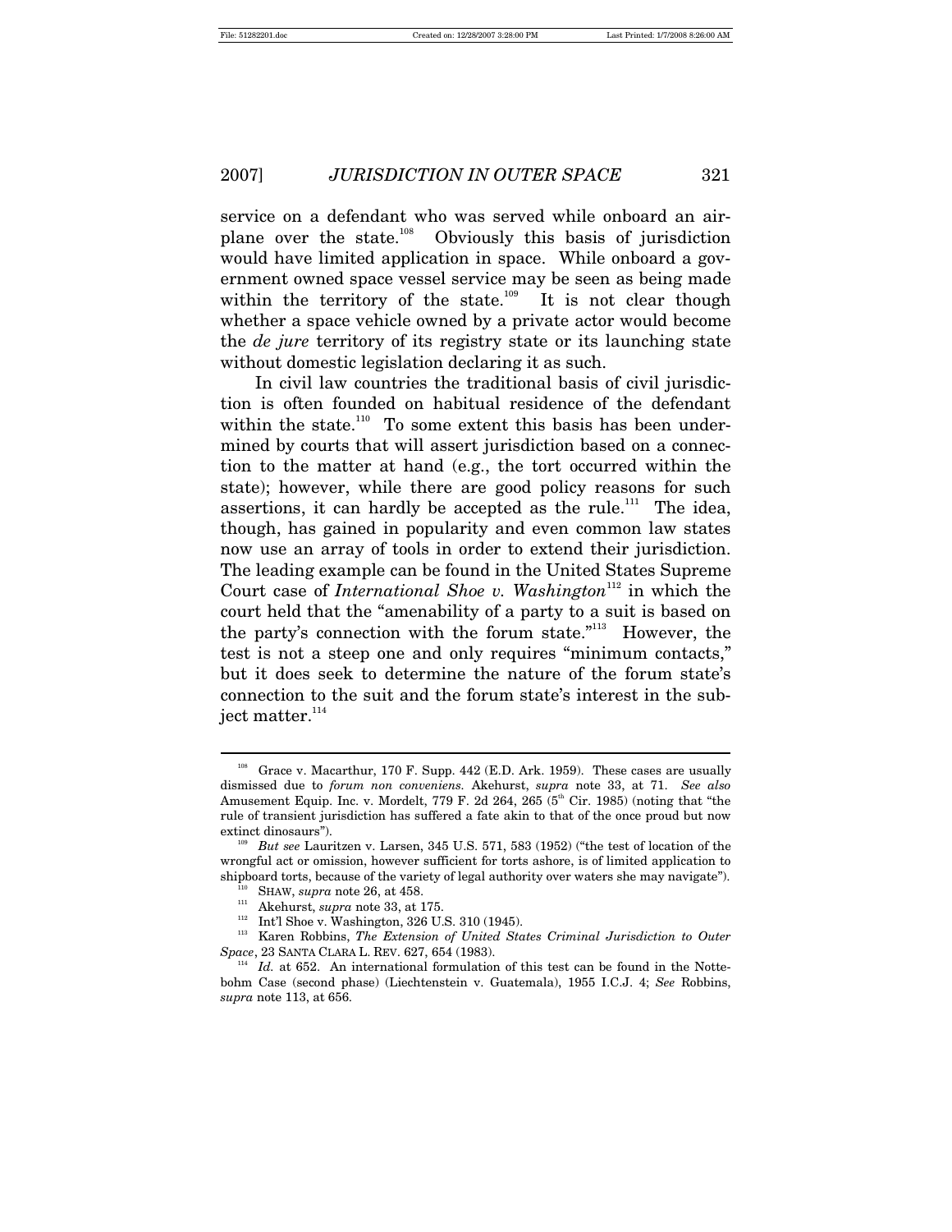service on a defendant who was served while onboard an airplane over the state.[108] Obviously this basis of jurisdiction would have limited application in space. While onboard a government owned space vessel service may be seen as being made within the territory of the state.[109] It is not clear though whether a space vehicle owned by a private actor would become the *de jure* territory of its registry state or its launching state without domestic legislation declaring it as such.

In civil law countries the traditional basis of civil jurisdiction is often founded on habitual residence of the defendant within the state.[110] To some extent this basis has been undermined by courts that will assert jurisdiction based on a connection to the matter at hand (e.g., the tort occurred within the state); however, while there are good policy reasons for such assertions, it can hardly be accepted as the rule.[111] The idea, though, has gained in popularity and even common law states now use an array of tools in order to extend their jurisdiction. The leading example can be found in the United States Supreme Court case of *International Shoe v. Washington*[112] in which the court held that the "amenability of a party to a suit is based on the party's connection with the forum state."[113] However, the test is not a steep one and only requires "minimum contacts," but it does seek to determine the nature of the forum state's connection to the suit and the forum state's interest in the subject matter.[114]

---

[108] Grace v. Macarthur, 170 F. Supp. 442 (E.D. Ark. 1959). These cases are usually dismissed due to *forum non conveniens*. Akehurst, *supra* note 33, at 71. *See also* Amusement Equip. Inc. v. Mordelt, 779 F. 2d 264, 265 (5th Cir. 1985) (noting that "the rule of transient jurisdiction has suffered a fate akin to that of the once proud but now extinct dinosaurs").

[109] *But see* Lauritzen v. Larsen, 345 U.S. 571, 583 (1952) ("the test of location of the wrongful act or omission, however sufficient for torts ashore, is of limited application to shipboard torts, because of the variety of legal authority over waters she may navigate").

[110] SHAW, *supra* note 26, at 458.

[111] Akehurst, *supra* note 33, at 175.

[112] Int'l Shoe v. Washington, 326 U.S. 310 (1945).

[113] Karen Robbins, *The Extension of United States Criminal Jurisdiction to Outer Space*, 23 SANTA CLARA L. REV. 627, 654 (1983).

[114] *Id.* at 652. An international formulation of this test can be found in the Nottebohm Case (second phase) (Liechtenstein v. Guatemala), 1955 I.C.J. 4; *See* Robbins, *supra* note 113, at 656.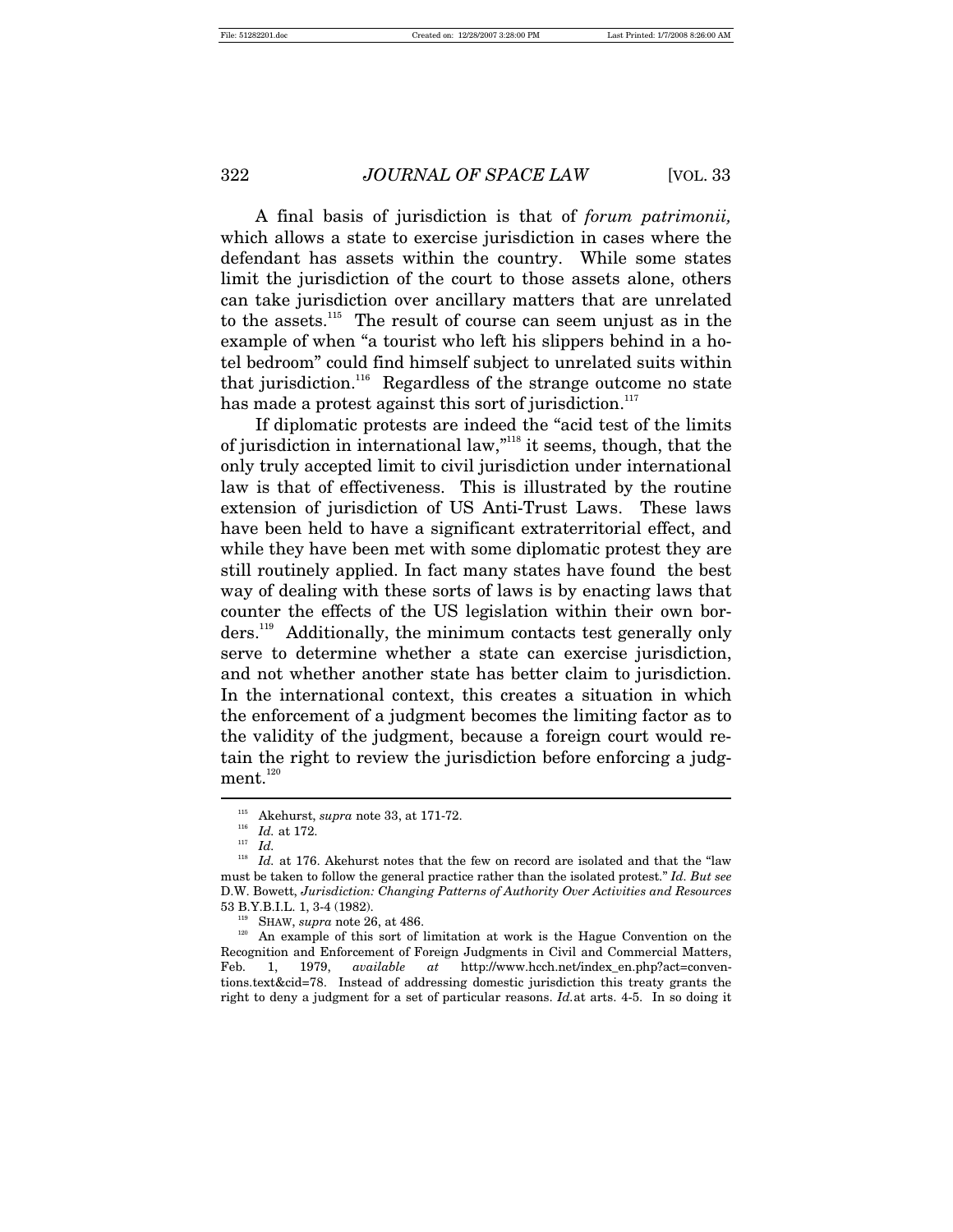A final basis of jurisdiction is that of *forum patrimonii,* which allows a state to exercise jurisdiction in cases where the defendant has assets within the country. While some states limit the jurisdiction of the court to those assets alone, others can take jurisdiction over ancillary matters that are unrelated to the assets.[115] The result of course can seem unjust as in the example of when "a tourist who left his slippers behind in a hotel bedroom" could find himself subject to unrelated suits within that jurisdiction.[116] Regardless of the strange outcome no state has made a protest against this sort of jurisdiction.[117]

If diplomatic protests are indeed the "acid test of the limits of jurisdiction in international law,"[118] it seems, though, that the only truly accepted limit to civil jurisdiction under international law is that of effectiveness. This is illustrated by the routine extension of jurisdiction of US Anti-Trust Laws. These laws have been held to have a significant extraterritorial effect, and while they have been met with some diplomatic protest they are still routinely applied. In fact many states have found the best way of dealing with these sorts of laws is by enacting laws that counter the effects of the US legislation within their own borders.[119] Additionally, the minimum contacts test generally only serve to determine whether a state can exercise jurisdiction, and not whether another state has better claim to jurisdiction. In the international context, this creates a situation in which the enforcement of a judgment becomes the limiting factor as to the validity of the judgment, because a foreign court would retain the right to review the jurisdiction before enforcing a judgment.[120]

---

[115] Akehurst, *supra* note 33, at 171-72.

[116] *Id.* at 172.

[117] *Id.*

[118] *Id.* at 176. Akehurst notes that the few on record are isolated and that the "law must be taken to follow the general practice rather than the isolated protest." *Id. But see* D.W. Bowett, *Jurisdiction: Changing Patterns of Authority Over Activities and Resources* 53 B.Y.B.I.L. 1, 3-4 (1982).

[119] SHAW, *supra* note 26, at 486.

[120] An example of this sort of limitation at work is the Hague Convention on the Recognition and Enforcement of Foreign Judgments in Civil and Commercial Matters, Feb. 1, 1979, *available at* http://www.hcch.net/index_en.php?act=conventions.text&cid=78. Instead of addressing domestic jurisdiction this treaty grants the right to deny a judgment for a set of particular reasons. *Id.* at arts. 4-5. In so doing it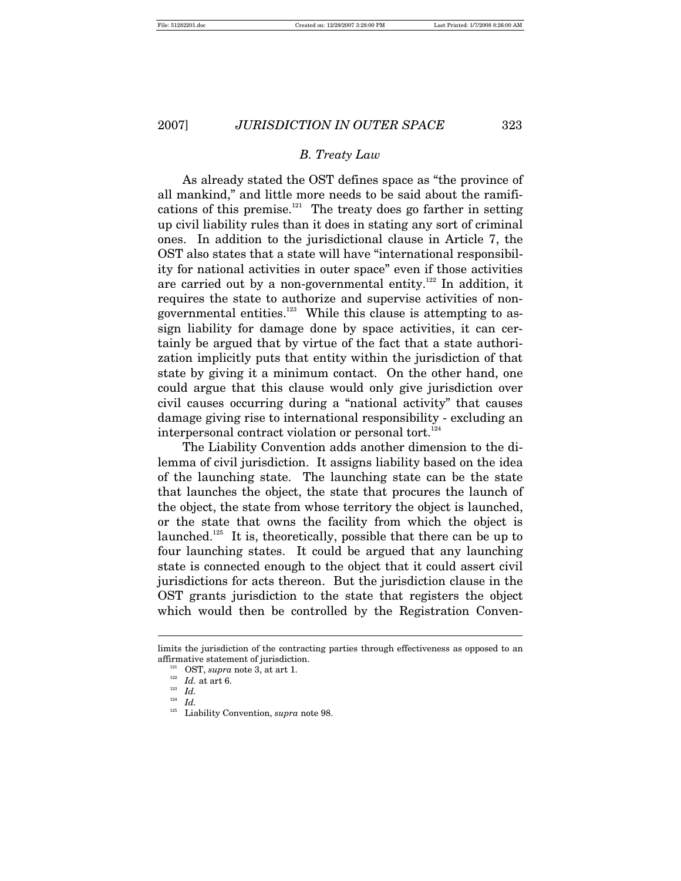### B. Treaty Law

As already stated the OST defines space as "the province of all mankind," and little more needs to be said about the ramifications of this premise.[121] The treaty does go farther in setting up civil liability rules than it does in stating any sort of criminal ones. In addition to the jurisdictional clause in Article 7, the OST also states that a state will have "international responsibility for national activities in outer space" even if those activities are carried out by a non-governmental entity.[122] In addition, it requires the state to authorize and supervise activities of non-governmental entities.[123] While this clause is attempting to assign liability for damage done by space activities, it can certainly be argued that by virtue of the fact that a state authorization implicitly puts that entity within the jurisdiction of that state by giving it a minimum contact. On the other hand, one could argue that this clause would only give jurisdiction over civil causes occurring during a "national activity" that causes damage giving rise to international responsibility - excluding an interpersonal contract violation or personal tort.[124]

The Liability Convention adds another dimension to the dilemma of civil jurisdiction. It assigns liability based on the idea of the launching state. The launching state can be the state that launches the object, the state that procures the launch of the object, the state from whose territory the object is launched, or the state that owns the facility from which the object is launched.[125] It is, theoretically, possible that there can be up to four launching states. It could be argued that any launching state is connected enough to the object that it could assert civil jurisdictions for acts thereon. But the jurisdiction clause in the OST grants jurisdiction to the state that registers the object which would then be controlled by the Registration Conven-

---

limits the jurisdiction of the contracting parties through effectiveness as opposed to an affirmative statement of jurisdiction.

[121] OST, *supra* note 3, at art 1.

[122] *Id.* at art 6.

[123] *Id.*

[124] *Id.*

[125] Liability Convention, *supra* note 98.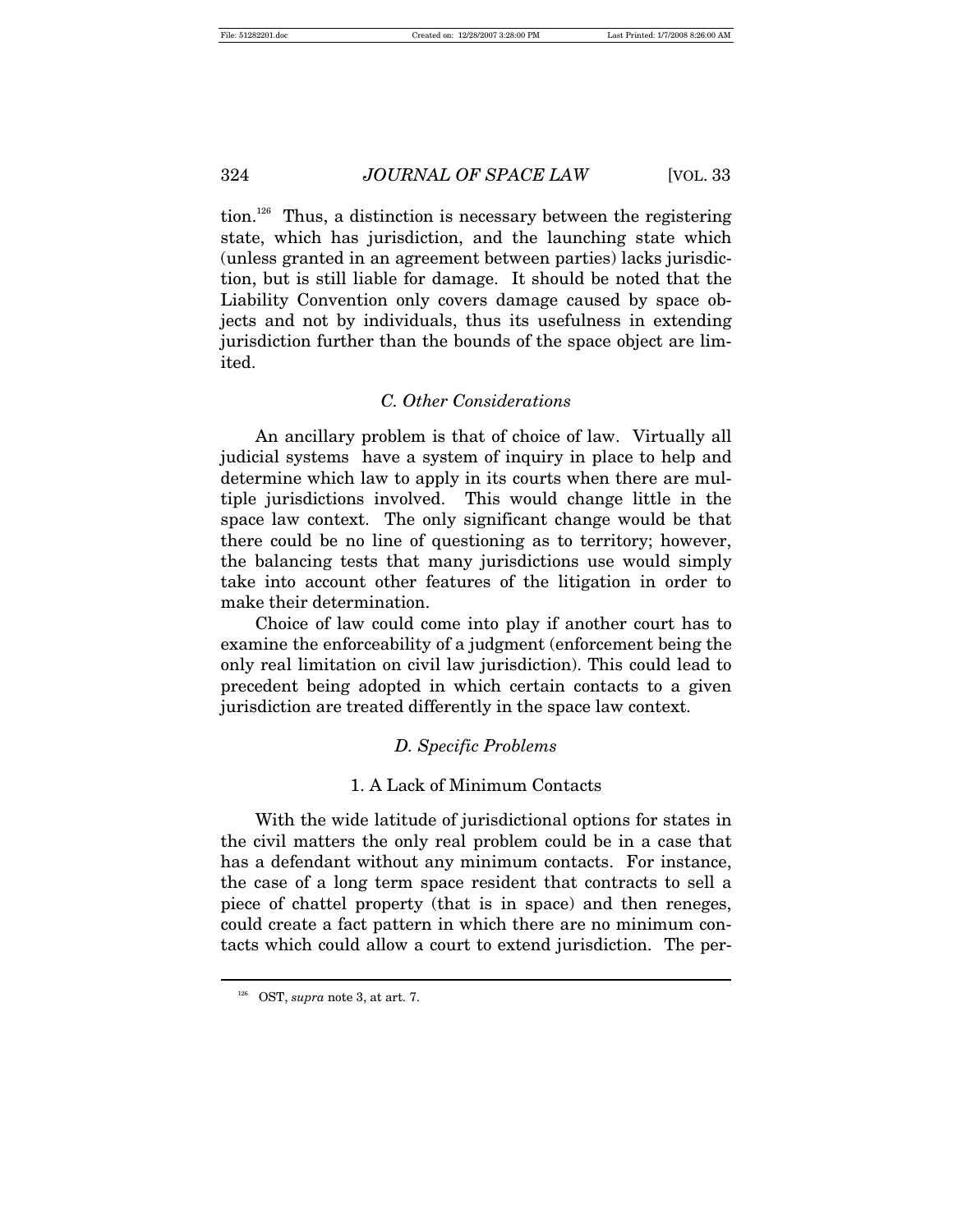tion.[126] Thus, a distinction is necessary between the registering state, which has jurisdiction, and the launching state which (unless granted in an agreement between parties) lacks jurisdiction, but is still liable for damage. It should be noted that the Liability Convention only covers damage caused by space objects and not by individuals, thus its usefulness in extending jurisdiction further than the bounds of the space object are limited.

### *C. Other Considerations*

An ancillary problem is that of choice of law. Virtually all judicial systems have a system of inquiry in place to help and determine which law to apply in its courts when there are multiple jurisdictions involved. This would change little in the space law context. The only significant change would be that there could be no line of questioning as to territory; however, the balancing tests that many jurisdictions use would simply take into account other features of the litigation in order to make their determination.

Choice of law could come into play if another court has to examine the enforceability of a judgment (enforcement being the only real limitation on civil law jurisdiction). This could lead to precedent being adopted in which certain contacts to a given jurisdiction are treated differently in the space law context.

### *D. Specific Problems*

#### 1. A Lack of Minimum Contacts

With the wide latitude of jurisdictional options for states in the civil matters the only real problem could be in a case that has a defendant without any minimum contacts. For instance, the case of a long term space resident that contracts to sell a piece of chattel property (that is in space) and then reneges, could create a fact pattern in which there are no minimum contacts which could allow a court to extend jurisdiction. The per-

---

[126] OST, *supra* note 3, at art. 7.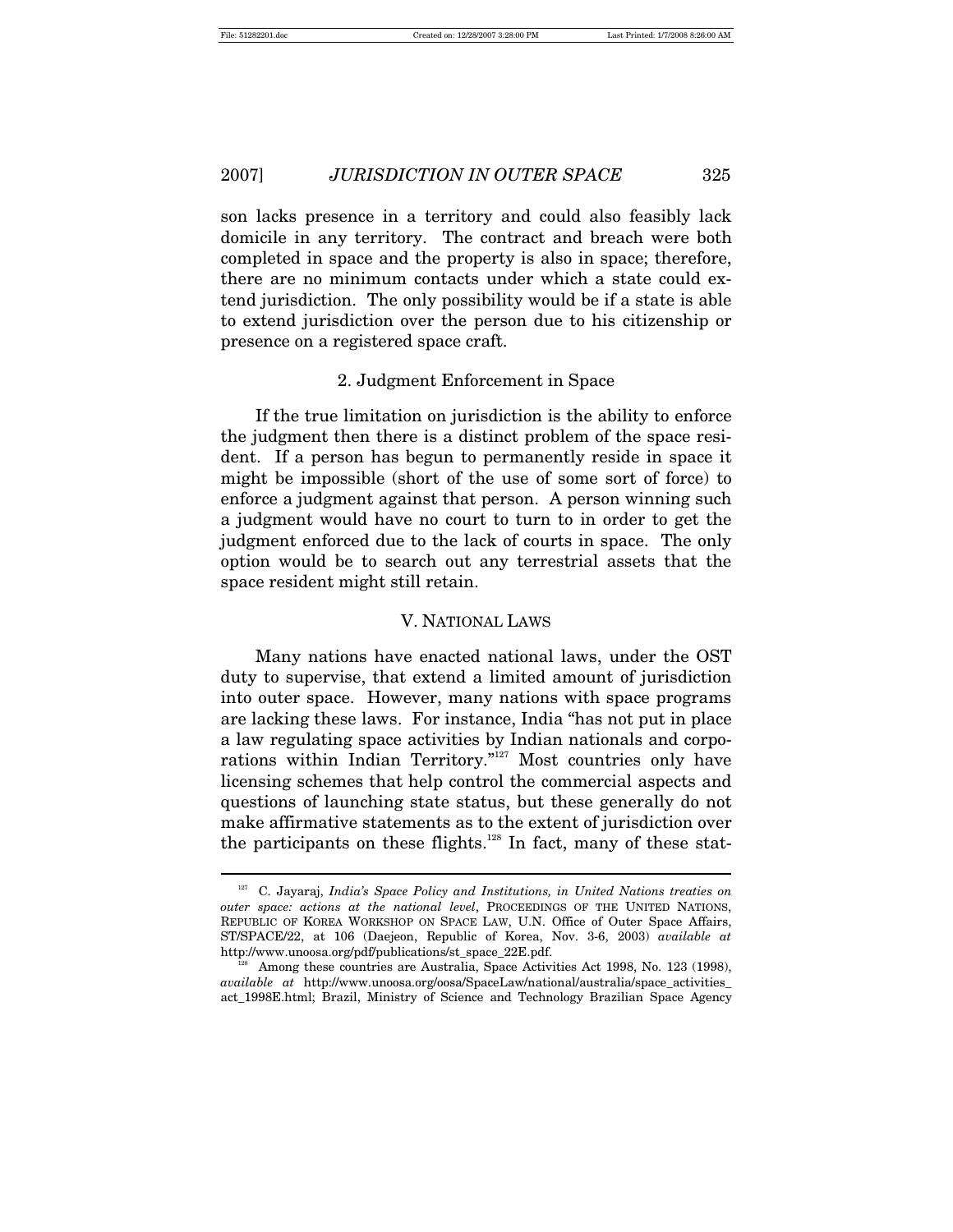son lacks presence in a territory and could also feasibly lack domicile in any territory. The contract and breach were both completed in space and the property is also in space; therefore, there are no minimum contacts under which a state could extend jurisdiction. The only possibility would be if a state is able to extend jurisdiction over the person due to his citizenship or presence on a registered space craft.

### 2. Judgment Enforcement in Space

If the true limitation on jurisdiction is the ability to enforce the judgment then there is a distinct problem of the space resident. If a person has begun to permanently reside in space it might be impossible (short of the use of some sort of force) to enforce a judgment against that person. A person winning such a judgment would have no court to turn to in order to get the judgment enforced due to the lack of courts in space. The only option would be to search out any terrestrial assets that the space resident might still retain.

## V. NATIONAL LAWS

Many nations have enacted national laws, under the OST duty to supervise, that extend a limited amount of jurisdiction into outer space. However, many nations with space programs are lacking these laws. For instance, India "has not put in place a law regulating space activities by Indian nationals and corporations within Indian Territory."[127] Most countries only have licensing schemes that help control the commercial aspects and questions of launching state status, but these generally do not make affirmative statements as to the extent of jurisdiction over the participants on these flights.[128] In fact, many of these stat-

---

[127] C. Jayaraj, *India's Space Policy and Institutions, in United Nations treaties on outer space: actions at the national level*, PROCEEDINGS OF THE UNITED NATIONS, REPUBLIC OF KOREA WORKSHOP ON SPACE LAW, U.N. Office of Outer Space Affairs, ST/SPACE/22, at 106 (Daejeon, Republic of Korea, Nov. 3-6, 2003) *available at* http://www.unoosa.org/pdf/publications/st_space_22E.pdf.

[128] Among these countries are Australia, Space Activities Act 1998, No. 123 (1998), *available at* http://www.unoosa.org/oosa/SpaceLaw/national/australia/space_activities_act_1998E.html; Brazil, Ministry of Science and Technology Brazilian Space Agency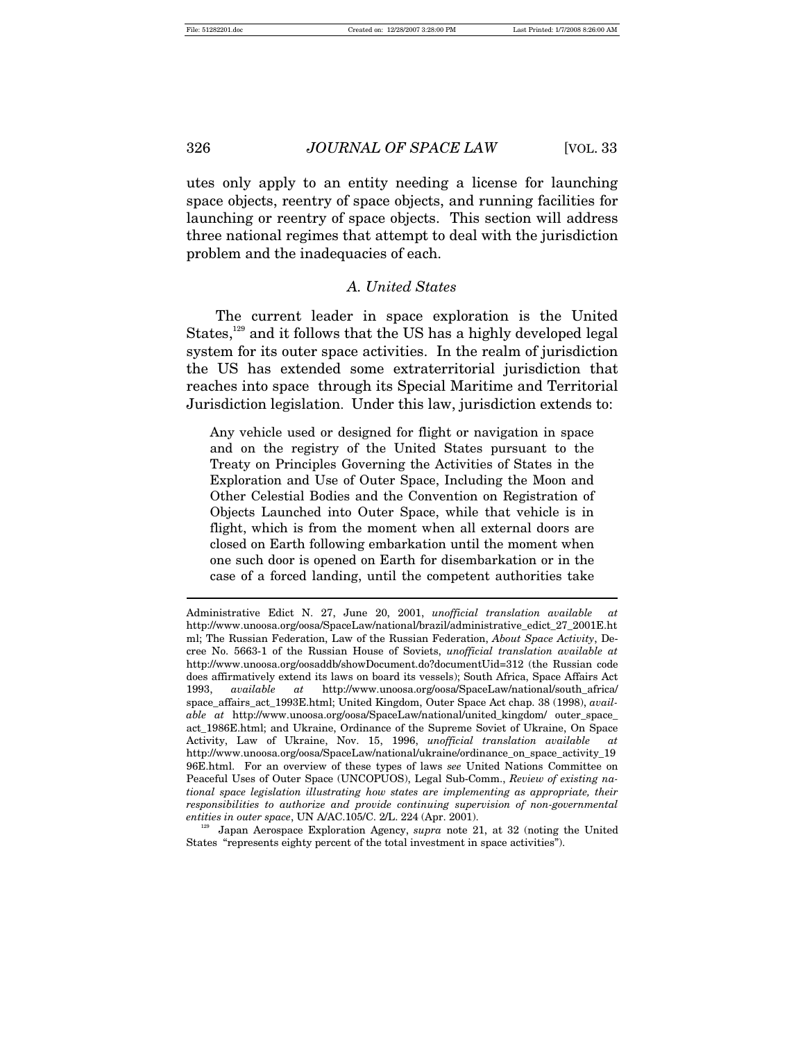utes only apply to an entity needing a license for launching space objects, reentry of space objects, and running facilities for launching or reentry of space objects. This section will address three national regimes that attempt to deal with the jurisdiction problem and the inadequacies of each.

### *A. United States*

The current leader in space exploration is the United States,[129] and it follows that the US has a highly developed legal system for its outer space activities. In the realm of jurisdiction the US has extended some extraterritorial jurisdiction that reaches into space through its Special Maritime and Territorial Jurisdiction legislation. Under this law, jurisdiction extends to:

> Any vehicle used or designed for flight or navigation in space and on the registry of the United States pursuant to the Treaty on Principles Governing the Activities of States in the Exploration and Use of Outer Space, Including the Moon and Other Celestial Bodies and the Convention on Registration of Objects Launched into Outer Space, while that vehicle is in flight, which is from the moment when all external doors are closed on Earth following embarkation until the moment when one such door is opened on Earth for disembarkation or in the case of a forced landing, until the competent authorities take

---

Administrative Edict N. 27, June 20, 2001, *unofficial translation available at* http://www.unoosa.org/oosa/SpaceLaw/national/brazil/administrative_edict_27_2001E.html; The Russian Federation, Law of the Russian Federation, *About Space Activity*, Decree No. 5663-1 of the Russian House of Soviets, *unofficial translation available at* http://www.unoosa.org/oosaddb/showDocument.do?documentUid=312 (the Russian code does affirmatively extend its laws on board its vessels); South Africa, Space Affairs Act 1993, *available at* http://www.unoosa.org/oosa/SpaceLaw/national/south_africa/space_affairs_act_1993E.html; United Kingdom, Outer Space Act chap. 38 (1998), *available at* http://www.unoosa.org/oosa/SpaceLaw/national/united_kingdom/ outer_space_act_1986E.html; and Ukraine, Ordinance of the Supreme Soviet of Ukraine, On Space Activity, Law of Ukraine, Nov. 15, 1996, *unofficial translation available at* http://www.unoosa.org/oosa/SpaceLaw/national/ukraine/ordinance_on_space_activity_1996E.html. For an overview of these types of laws *see* United Nations Committee on Peaceful Uses of Outer Space (UNCOPUOS), Legal Sub-Comm., *Review of existing national space legislation illustrating how states are implementing as appropriate, their responsibilities to authorize and provide continuing supervision of non-governmental entities in outer space*, UN A/AC.105/C. 2/L. 224 (Apr. 2001).

[129] Japan Aerospace Exploration Agency, *supra* note 21, at 32 (noting the United States "represents eighty percent of the total investment in space activities").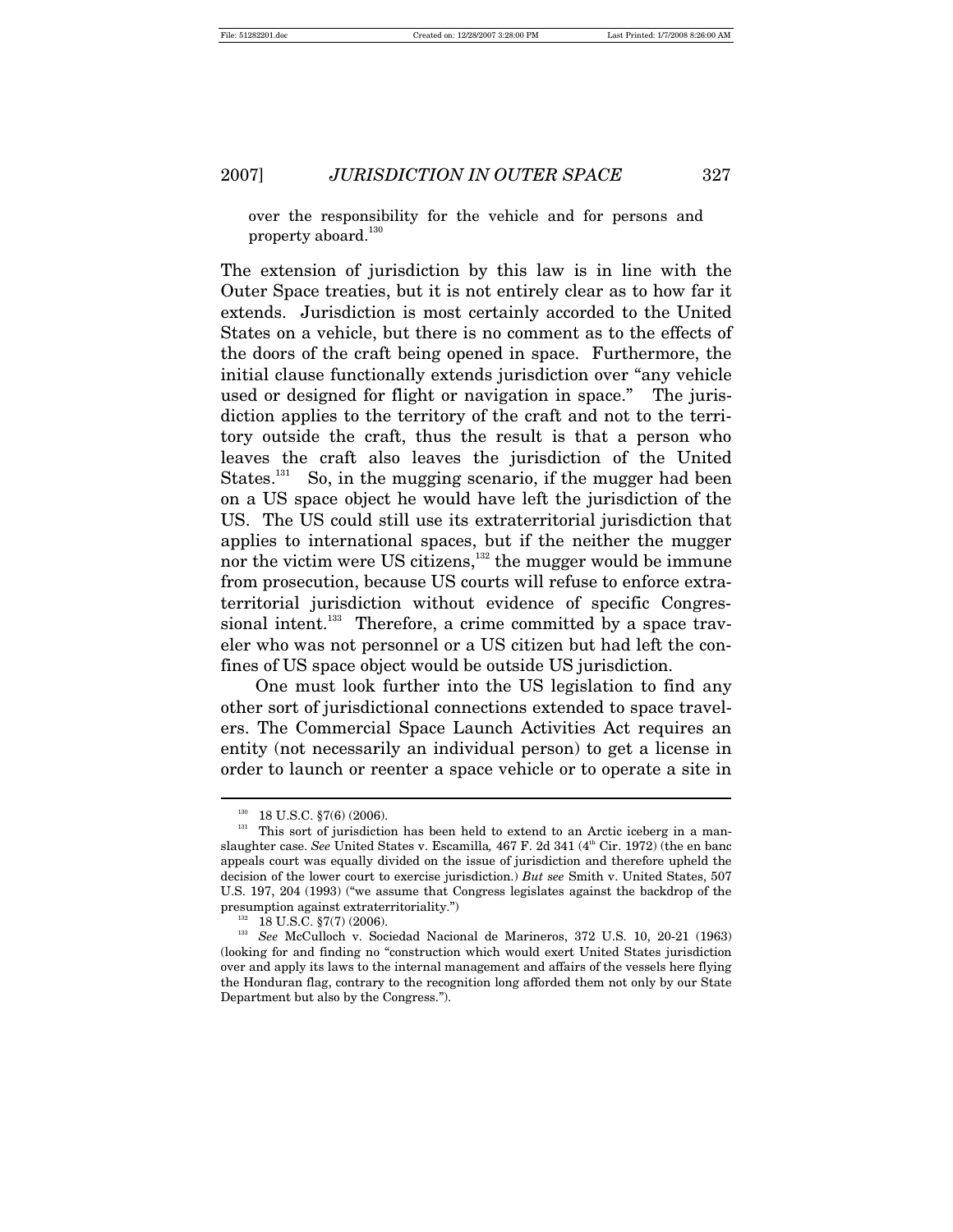over the responsibility for the vehicle and for persons and property aboard.[130]

The extension of jurisdiction by this law is in line with the Outer Space treaties, but it is not entirely clear as to how far it extends. Jurisdiction is most certainly accorded to the United States on a vehicle, but there is no comment as to the effects of the doors of the craft being opened in space. Furthermore, the initial clause functionally extends jurisdiction over "any vehicle used or designed for flight or navigation in space." The jurisdiction applies to the territory of the craft and not to the territory outside the craft, thus the result is that a person who leaves the craft also leaves the jurisdiction of the United States.[131] So, in the mugging scenario, if the mugger had been on a US space object he would have left the jurisdiction of the US. The US could still use its extraterritorial jurisdiction that applies to international spaces, but if the neither the mugger nor the victim were US citizens,[132] the mugger would be immune from prosecution, because US courts will refuse to enforce extraterritorial jurisdiction without evidence of specific Congressional intent.[133] Therefore, a crime committed by a space traveler who was not personnel or a US citizen but had left the confines of US space object would be outside US jurisdiction.

One must look further into the US legislation to find any other sort of jurisdictional connections extended to space travelers. The Commercial Space Launch Activities Act requires an entity (not necessarily an individual person) to get a license in order to launch or reenter a space vehicle or to operate a site in

---

[130] 18 U.S.C. §7(6) (2006).

[131] This sort of jurisdiction has been held to extend to an Arctic iceberg in a manslaughter case. *See* United States v. Escamilla*,* 467 F. 2d 341 (4th Cir. 1972) (the en banc appeals court was equally divided on the issue of jurisdiction and therefore upheld the decision of the lower court to exercise jurisdiction.) *But see* Smith v. United States, 507 U.S. 197, 204 (1993) ("we assume that Congress legislates against the backdrop of the presumption against extraterritoriality.")

[132] 18 U.S.C. §7(7) (2006).

[133] *See* McCulloch v. Sociedad Nacional de Marineros, 372 U.S. 10, 20-21 (1963) (looking for and finding no "construction which would exert United States jurisdiction over and apply its laws to the internal management and affairs of the vessels here flying the Honduran flag, contrary to the recognition long afforded them not only by our State Department but also by the Congress.").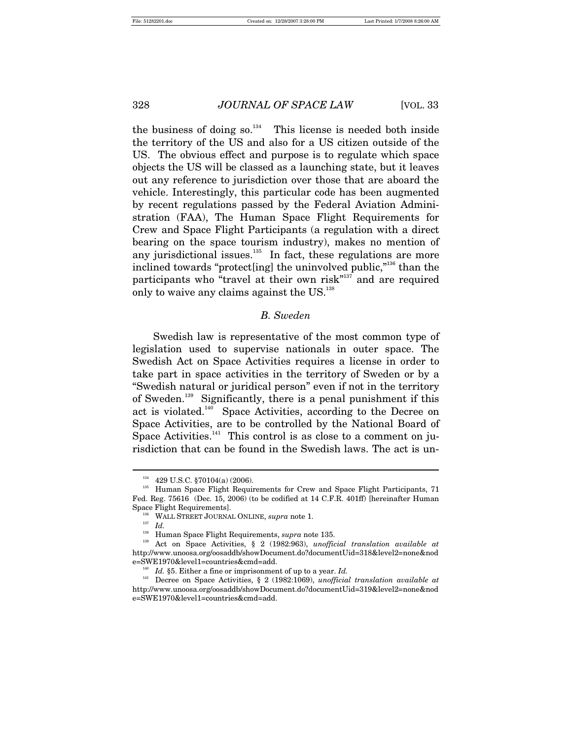the business of doing so.[134] This license is needed both inside the territory of the US and also for a US citizen outside of the US. The obvious effect and purpose is to regulate which space objects the US will be classed as a launching state, but it leaves out any reference to jurisdiction over those that are aboard the vehicle. Interestingly, this particular code has been augmented by recent regulations passed by the Federal Aviation Administration (FAA), The Human Space Flight Requirements for Crew and Space Flight Participants (a regulation with a direct bearing on the space tourism industry), makes no mention of any jurisdictional issues.[135] In fact, these regulations are more inclined towards "protect[ing] the uninvolved public,"[136] than the participants who "travel at their own risk"[137] and are required only to waive any claims against the US.[138]

### *B. Sweden*

Swedish law is representative of the most common type of legislation used to supervise nationals in outer space. The Swedish Act on Space Activities requires a license in order to take part in space activities in the territory of Sweden or by a "Swedish natural or juridical person" even if not in the territory of Sweden.[139] Significantly, there is a penal punishment if this act is violated.[140] Space Activities, according to the Decree on Space Activities, are to be controlled by the National Board of Space Activities.[141] This control is as close to a comment on jurisdiction that can be found in the Swedish laws. The act is un-

---

[134] 429 U.S.C. §70104(a) (2006).

[135] Human Space Flight Requirements for Crew and Space Flight Participants, 71 Fed. Reg. 75616 (Dec. 15, 2006) (to be codified at 14 C.F.R. 401ff) [hereinafter Human Space Flight Requirements].

[136] WALL STREET JOURNAL ONLINE, *supra* note 1.

[137] *Id.*

[138] Human Space Flight Requirements, *supra* note 135.

[139] Act on Space Activities, § 2 (1982:963), *unofficial translation available at* http://www.unoosa.org/oosaddb/showDocument.do?documentUid=318&level2=none&node=SWE1970&level1=countries&cmd=add.

[140] *Id.* §5. Either a fine or imprisonment of up to a year. *Id.*

[141] Decree on Space Activities, § 2 (1982:1069), *unofficial translation available at* http://www.unoosa.org/oosaddb/showDocument.do?documentUid=319&level2=none&node=SWE1970&level1=countries&cmd=add.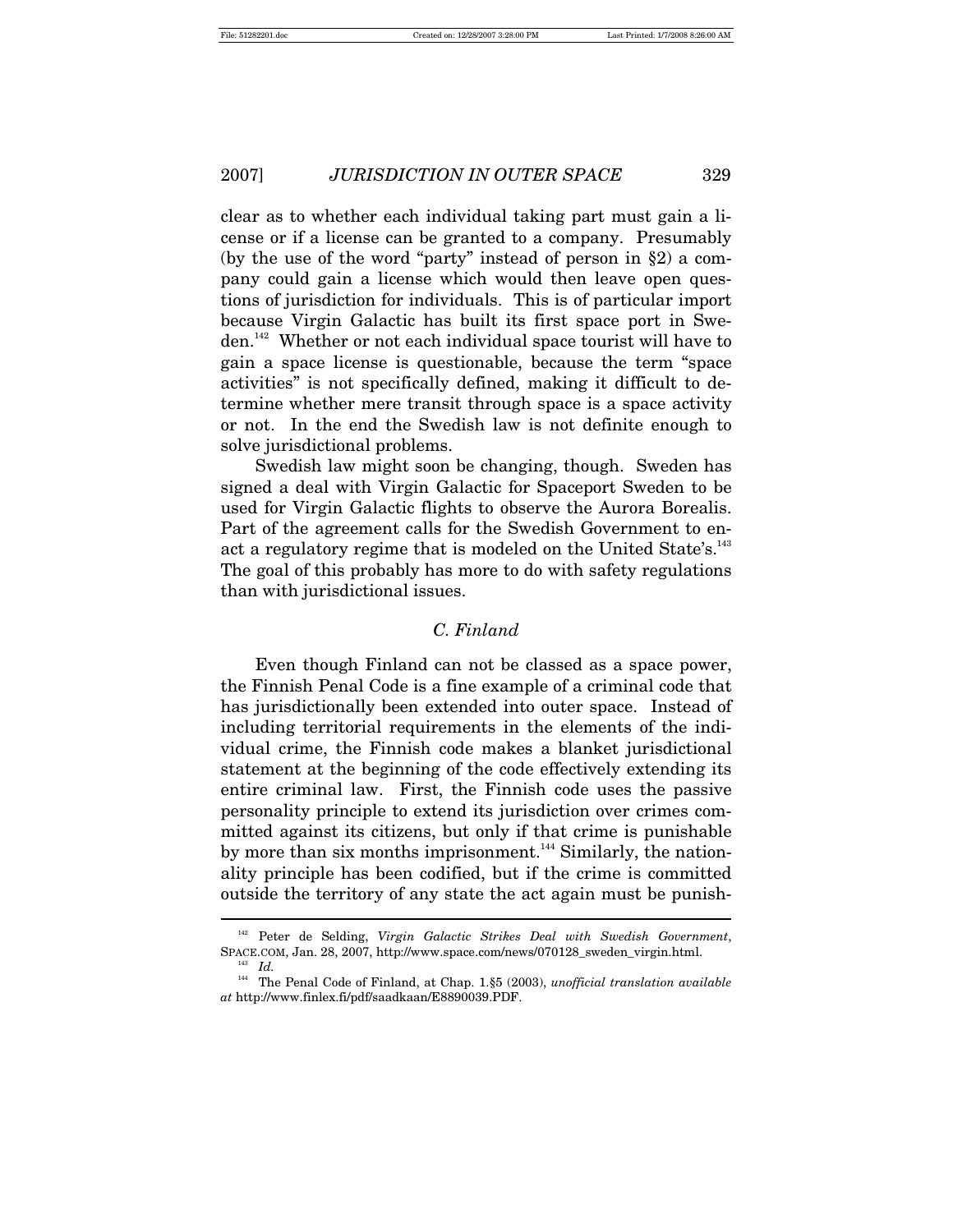clear as to whether each individual taking part must gain a license or if a license can be granted to a company. Presumably (by the use of the word "party" instead of person in §2) a company could gain a license which would then leave open questions of jurisdiction for individuals. This is of particular import because Virgin Galactic has built its first space port in Sweden.[142] Whether or not each individual space tourist will have to gain a space license is questionable, because the term "space activities" is not specifically defined, making it difficult to determine whether mere transit through space is a space activity or not. In the end the Swedish law is not definite enough to solve jurisdictional problems.

Swedish law might soon be changing, though. Sweden has signed a deal with Virgin Galactic for Spaceport Sweden to be used for Virgin Galactic flights to observe the Aurora Borealis. Part of the agreement calls for the Swedish Government to enact a regulatory regime that is modeled on the United State's.[143] The goal of this probably has more to do with safety regulations than with jurisdictional issues.

### *C. Finland*

Even though Finland can not be classed as a space power, the Finnish Penal Code is a fine example of a criminal code that has jurisdictionally been extended into outer space. Instead of including territorial requirements in the elements of the individual crime, the Finnish code makes a blanket jurisdictional statement at the beginning of the code effectively extending its entire criminal law. First, the Finnish code uses the passive personality principle to extend its jurisdiction over crimes committed against its citizens, but only if that crime is punishable by more than six months imprisonment.[144] Similarly, the nationality principle has been codified, but if the crime is committed outside the territory of any state the act again must be punish-

---

[142] Peter de Selding, *Virgin Galactic Strikes Deal with Swedish Government*, SPACE.COM, Jan. 28, 2007, http://www.space.com/news/070128_sweden_virgin.html.

[143] *Id.*

[144] The Penal Code of Finland, at Chap. 1.§5 (2003), *unofficial translation available at* http://www.finlex.fi/pdf/saadkaan/E8890039.PDF.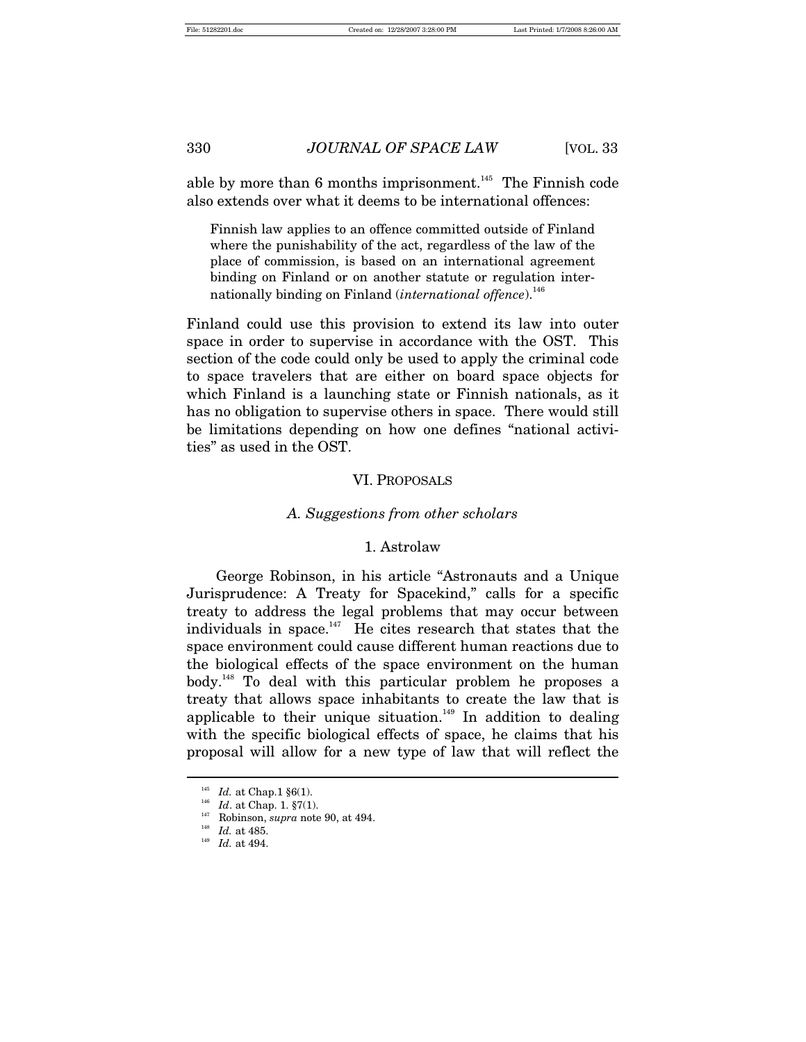able by more than 6 months imprisonment.[145] The Finnish code also extends over what it deems to be international offences:

> Finnish law applies to an offence committed outside of Finland where the punishability of the act, regardless of the law of the place of commission, is based on an international agreement binding on Finland or on another statute or regulation internationally binding on Finland (*international offence*).[146]

Finland could use this provision to extend its law into outer space in order to supervise in accordance with the OST. This section of the code could only be used to apply the criminal code to space travelers that are either on board space objects for which Finland is a launching state or Finnish nationals, as it has no obligation to supervise others in space. There would still be limitations depending on how one defines "national activities" as used in the OST.

## VI. Proposals

### *A. Suggestions from other scholars*

#### 1. Astrolaw

George Robinson, in his article "Astronauts and a Unique Jurisprudence: A Treaty for Spacekind," calls for a specific treaty to address the legal problems that may occur between individuals in space.[147] He cites research that states that the space environment could cause different human reactions due to the biological effects of the space environment on the human body.[148] To deal with this particular problem he proposes a treaty that allows space inhabitants to create the law that is applicable to their unique situation.[149] In addition to dealing with the specific biological effects of space, he claims that his proposal will allow for a new type of law that will reflect the

---

[145] *Id.* at Chap.1 §6(1).

[146] *Id*. at Chap. 1. §7(1).

[147] Robinson, *supra* note 90, at 494.

[148] *Id.* at 485.

[149] *Id.* at 494.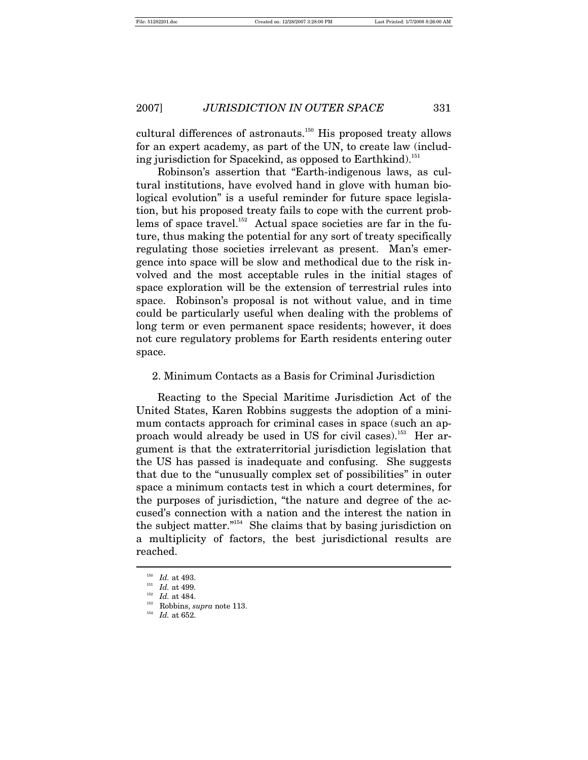cultural differences of astronauts.[150] His proposed treaty allows for an expert academy, as part of the UN, to create law (including jurisdiction for Spacekind, as opposed to Earthkind).[151]

Robinson's assertion that "Earth-indigenous laws, as cultural institutions, have evolved hand in glove with human biological evolution" is a useful reminder for future space legislation, but his proposed treaty fails to cope with the current problems of space travel.[152] Actual space societies are far in the future, thus making the potential for any sort of treaty specifically regulating those societies irrelevant as present. Man's emergence into space will be slow and methodical due to the risk involved and the most acceptable rules in the initial stages of space exploration will be the extension of terrestrial rules into space. Robinson's proposal is not without value, and in time could be particularly useful when dealing with the problems of long term or even permanent space residents; however, it does not cure regulatory problems for Earth residents entering outer space.

2. Minimum Contacts as a Basis for Criminal Jurisdiction

Reacting to the Special Maritime Jurisdiction Act of the United States, Karen Robbins suggests the adoption of a minimum contacts approach for criminal cases in space (such an approach would already be used in US for civil cases).[153] Her argument is that the extraterritorial jurisdiction legislation that the US has passed is inadequate and confusing. She suggests that due to the "unusually complex set of possibilities" in outer space a minimum contacts test in which a court determines, for the purposes of jurisdiction, "the nature and degree of the accused's connection with a nation and the interest the nation in the subject matter."[154] She claims that by basing jurisdiction on a multiplicity of factors, the best jurisdictional results are reached.

---

[150] *Id.* at 493.

[151] *Id.* at 499.

[152] *Id.* at 484.

[153] Robbins, *supra* note 113.

[154] *Id.* at 652.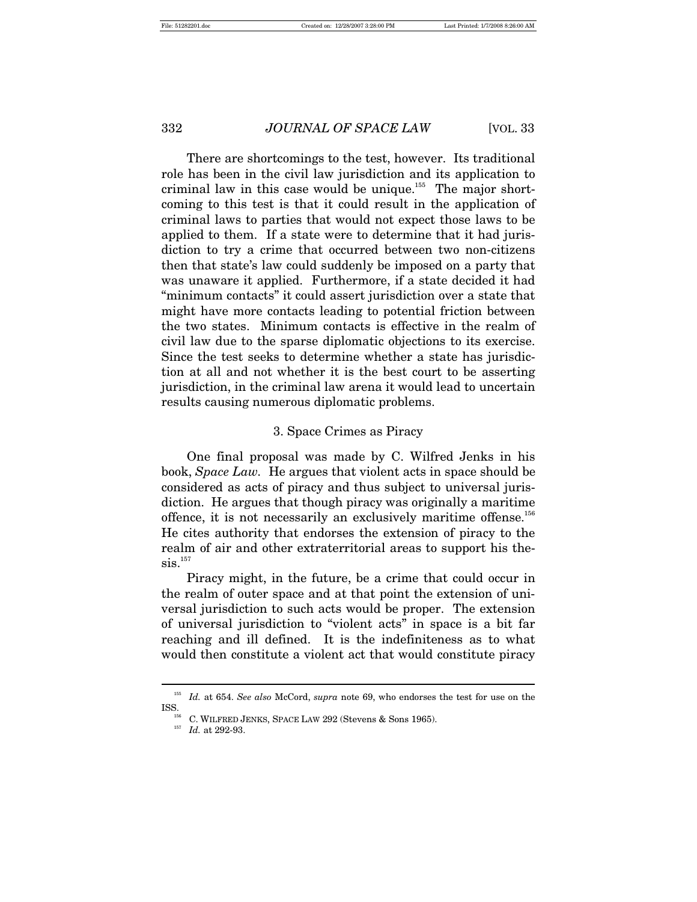There are shortcomings to the test, however. Its traditional role has been in the civil law jurisdiction and its application to criminal law in this case would be unique.[155] The major shortcoming to this test is that it could result in the application of criminal laws to parties that would not expect those laws to be applied to them. If a state were to determine that it had jurisdiction to try a crime that occurred between two non-citizens then that state's law could suddenly be imposed on a party that was unaware it applied. Furthermore, if a state decided it had "minimum contacts" it could assert jurisdiction over a state that might have more contacts leading to potential friction between the two states. Minimum contacts is effective in the realm of civil law due to the sparse diplomatic objections to its exercise. Since the test seeks to determine whether a state has jurisdiction at all and not whether it is the best court to be asserting jurisdiction, in the criminal law arena it would lead to uncertain results causing numerous diplomatic problems.

### 3. Space Crimes as Piracy

One final proposal was made by C. Wilfred Jenks in his book, *Space Law*. He argues that violent acts in space should be considered as acts of piracy and thus subject to universal jurisdiction. He argues that though piracy was originally a maritime offence, it is not necessarily an exclusively maritime offense.[156] He cites authority that endorses the extension of piracy to the realm of air and other extraterritorial areas to support his thesis.[157]

Piracy might, in the future, be a crime that could occur in the realm of outer space and at that point the extension of universal jurisdiction to such acts would be proper. The extension of universal jurisdiction to "violent acts" in space is a bit far reaching and ill defined. It is the indefiniteness as to what would then constitute a violent act that would constitute piracy

---

[155] *Id.* at 654. *See also* McCord, *supra* note 69, who endorses the test for use on the ISS.

[156] C. WILFRED JENKS, SPACE LAW 292 (Stevens & Sons 1965).

[157] *Id.* at 292-93.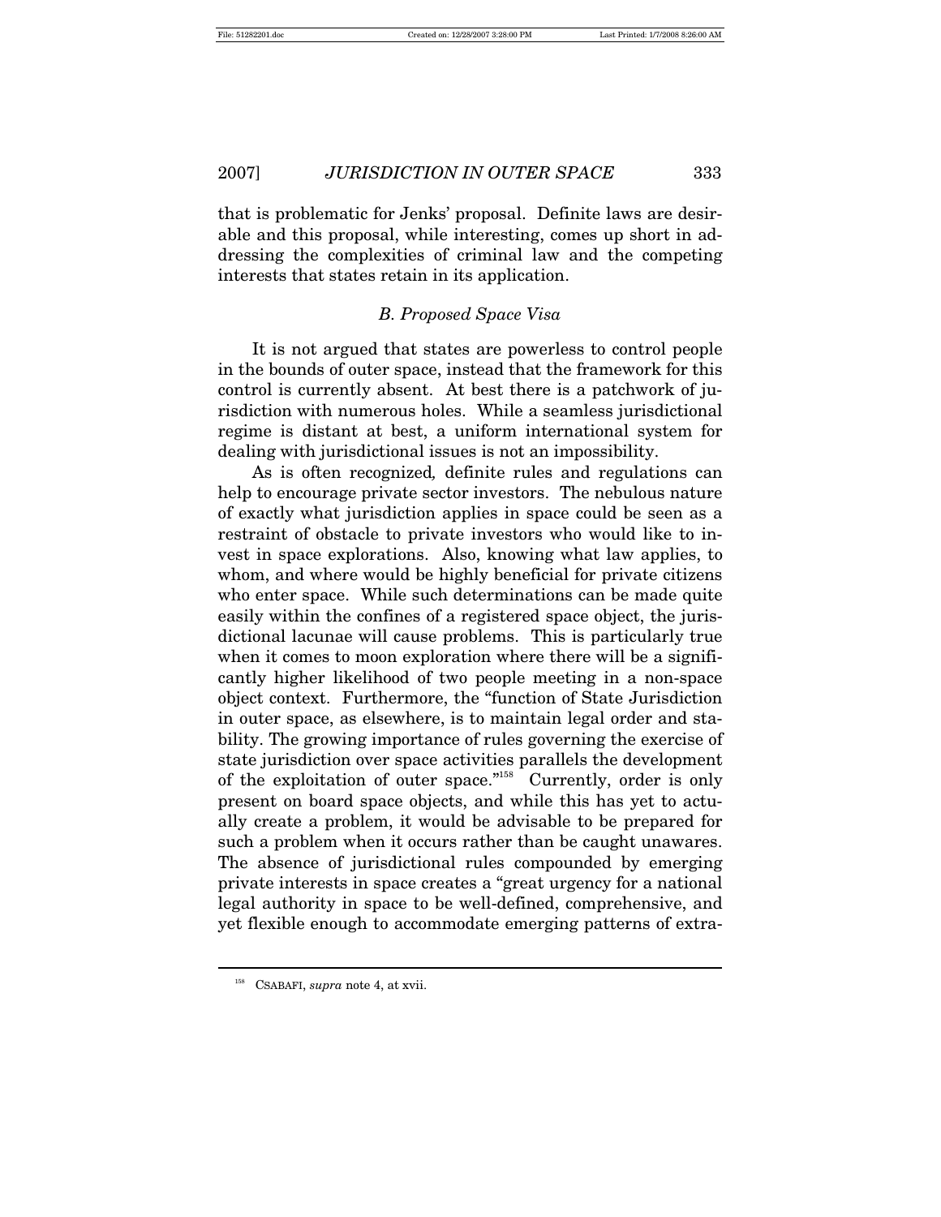that is problematic for Jenks' proposal. Definite laws are desirable and this proposal, while interesting, comes up short in addressing the complexities of criminal law and the competing interests that states retain in its application.

### *B. Proposed Space Visa*

It is not argued that states are powerless to control people in the bounds of outer space, instead that the framework for this control is currently absent. At best there is a patchwork of jurisdiction with numerous holes. While a seamless jurisdictional regime is distant at best, a uniform international system for dealing with jurisdictional issues is not an impossibility.

As is often recognized*,* definite rules and regulations can help to encourage private sector investors. The nebulous nature of exactly what jurisdiction applies in space could be seen as a restraint of obstacle to private investors who would like to invest in space explorations. Also, knowing what law applies, to whom, and where would be highly beneficial for private citizens who enter space. While such determinations can be made quite easily within the confines of a registered space object, the jurisdictional lacunae will cause problems. This is particularly true when it comes to moon exploration where there will be a significantly higher likelihood of two people meeting in a non-space object context. Furthermore, the "function of State Jurisdiction in outer space, as elsewhere, is to maintain legal order and stability. The growing importance of rules governing the exercise of state jurisdiction over space activities parallels the development of the exploitation of outer space."[158] Currently, order is only present on board space objects, and while this has yet to actually create a problem, it would be advisable to be prepared for such a problem when it occurs rather than be caught unawares. The absence of jurisdictional rules compounded by emerging private interests in space creates a "great urgency for a national legal authority in space to be well-defined, comprehensive, and yet flexible enough to accommodate emerging patterns of extra-

---

[158] CSABAFI, *supra* note 4, at xvii.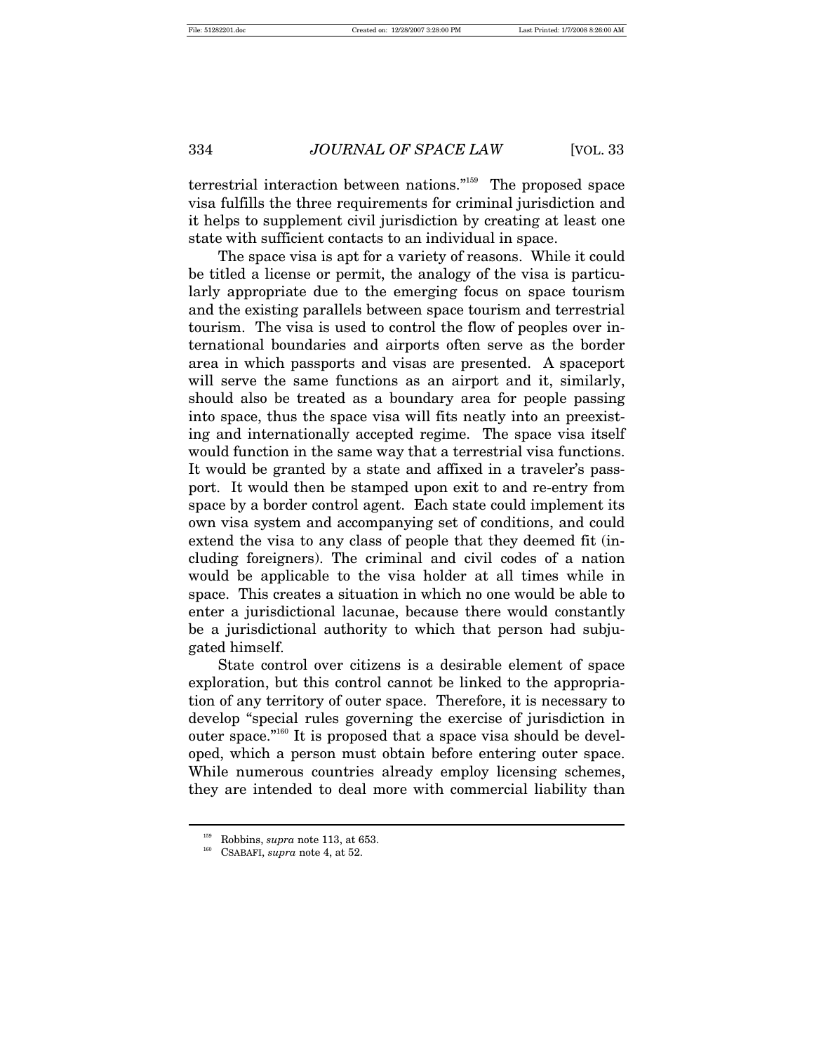terrestrial interaction between nations."[159] The proposed space visa fulfills the three requirements for criminal jurisdiction and it helps to supplement civil jurisdiction by creating at least one state with sufficient contacts to an individual in space.

The space visa is apt for a variety of reasons. While it could be titled a license or permit, the analogy of the visa is particularly appropriate due to the emerging focus on space tourism and the existing parallels between space tourism and terrestrial tourism. The visa is used to control the flow of peoples over international boundaries and airports often serve as the border area in which passports and visas are presented. A spaceport will serve the same functions as an airport and it, similarly, should also be treated as a boundary area for people passing into space, thus the space visa will fits neatly into an preexisting and internationally accepted regime. The space visa itself would function in the same way that a terrestrial visa functions. It would be granted by a state and affixed in a traveler's passport. It would then be stamped upon exit to and re-entry from space by a border control agent. Each state could implement its own visa system and accompanying set of conditions, and could extend the visa to any class of people that they deemed fit (including foreigners). The criminal and civil codes of a nation would be applicable to the visa holder at all times while in space. This creates a situation in which no one would be able to enter a jurisdictional lacunae, because there would constantly be a jurisdictional authority to which that person had subjugated himself.

State control over citizens is a desirable element of space exploration, but this control cannot be linked to the appropriation of any territory of outer space. Therefore, it is necessary to develop "special rules governing the exercise of jurisdiction in outer space."[160] It is proposed that a space visa should be developed, which a person must obtain before entering outer space. While numerous countries already employ licensing schemes, they are intended to deal more with commercial liability than

---

[159] Robbins, *supra* note 113, at 653.

[160] CSABAFI, *supra* note 4, at 52.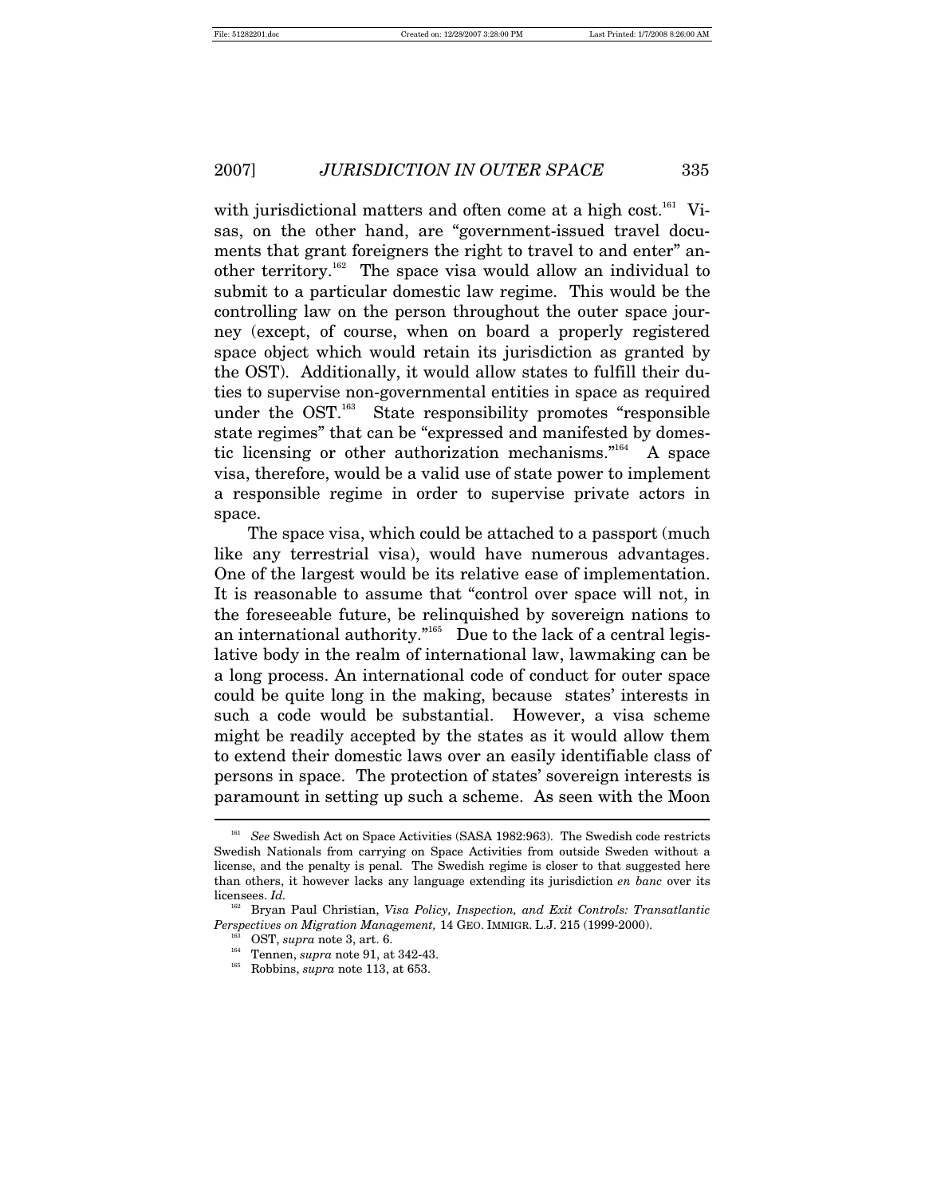with jurisdictional matters and often come at a high cost.[161] Visas, on the other hand, are "government-issued travel documents that grant foreigners the right to travel to and enter" another territory.[162] The space visa would allow an individual to submit to a particular domestic law regime. This would be the controlling law on the person throughout the outer space journey (except, of course, when on board a properly registered space object which would retain its jurisdiction as granted by the OST). Additionally, it would allow states to fulfill their duties to supervise non-governmental entities in space as required under the OST.[163] State responsibility promotes "responsible state regimes" that can be "expressed and manifested by domestic licensing or other authorization mechanisms."[164] A space visa, therefore, would be a valid use of state power to implement a responsible regime in order to supervise private actors in space.

The space visa, which could be attached to a passport (much like any terrestrial visa), would have numerous advantages. One of the largest would be its relative ease of implementation. It is reasonable to assume that "control over space will not, in the foreseeable future, be relinquished by sovereign nations to an international authority."[165] Due to the lack of a central legislative body in the realm of international law, lawmaking can be a long process. An international code of conduct for outer space could be quite long in the making, because states' interests in such a code would be substantial. However, a visa scheme might be readily accepted by the states as it would allow them to extend their domestic laws over an easily identifiable class of persons in space. The protection of states' sovereign interests is paramount in setting up such a scheme. As seen with the Moon

---

[161] *See* Swedish Act on Space Activities (SASA 1982:963). The Swedish code restricts Swedish Nationals from carrying on Space Activities from outside Sweden without a license, and the penalty is penal. The Swedish regime is closer to that suggested here than others, it however lacks any language extending its jurisdiction *en banc* over its licensees. *Id.*

[162] Bryan Paul Christian, *Visa Policy, Inspection, and Exit Controls: Transatlantic Perspectives on Migration Management,* 14 GEO. IMMIGR. L.J. 215 (1999-2000).

[163] OST, *supra* note 3, art. 6.

[164] Tennen, *supra* note 91, at 342-43.

[165] Robbins, *supra* note 113, at 653.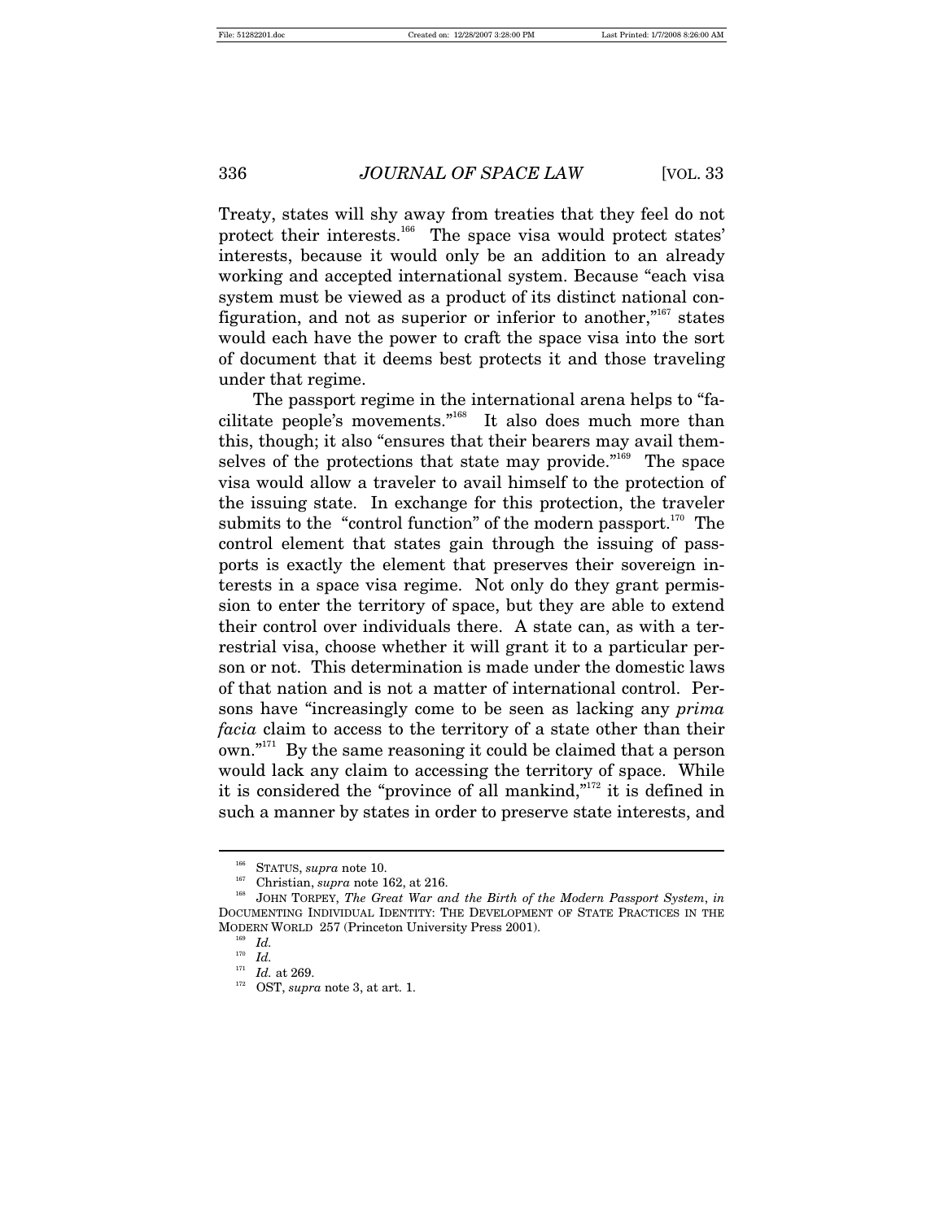Treaty, states will shy away from treaties that they feel do not protect their interests.[166] The space visa would protect states' interests, because it would only be an addition to an already working and accepted international system. Because "each visa system must be viewed as a product of its distinct national configuration, and not as superior or inferior to another,"[167] states would each have the power to craft the space visa into the sort of document that it deems best protects it and those traveling under that regime.

The passport regime in the international arena helps to "facilitate people's movements."[168] It also does much more than this, though; it also "ensures that their bearers may avail themselves of the protections that state may provide."[169] The space visa would allow a traveler to avail himself to the protection of the issuing state. In exchange for this protection, the traveler submits to the "control function" of the modern passport.[170] The control element that states gain through the issuing of passports is exactly the element that preserves their sovereign interests in a space visa regime. Not only do they grant permission to enter the territory of space, but they are able to extend their control over individuals there. A state can, as with a terrestrial visa, choose whether it will grant it to a particular person or not. This determination is made under the domestic laws of that nation and is not a matter of international control. Persons have "increasingly come to be seen as lacking any *prima facia* claim to access to the territory of a state other than their own."[171] By the same reasoning it could be claimed that a person would lack any claim to accessing the territory of space. While it is considered the "province of all mankind,"[172] it is defined in such a manner by states in order to preserve state interests, and

---

[166] STATUS, *supra* note 10.

[167] Christian, *supra* note 162, at 216.

[168] JOHN TORPEY, *The Great War and the Birth of the Modern Passport System*, *in* DOCUMENTING INDIVIDUAL IDENTITY: THE DEVELOPMENT OF STATE PRACTICES IN THE MODERN WORLD 257 (Princeton University Press 2001).

[169] *Id.*

[170] *Id.*

[171] *Id.* at 269.

[172] OST, *supra* note 3, at art. 1.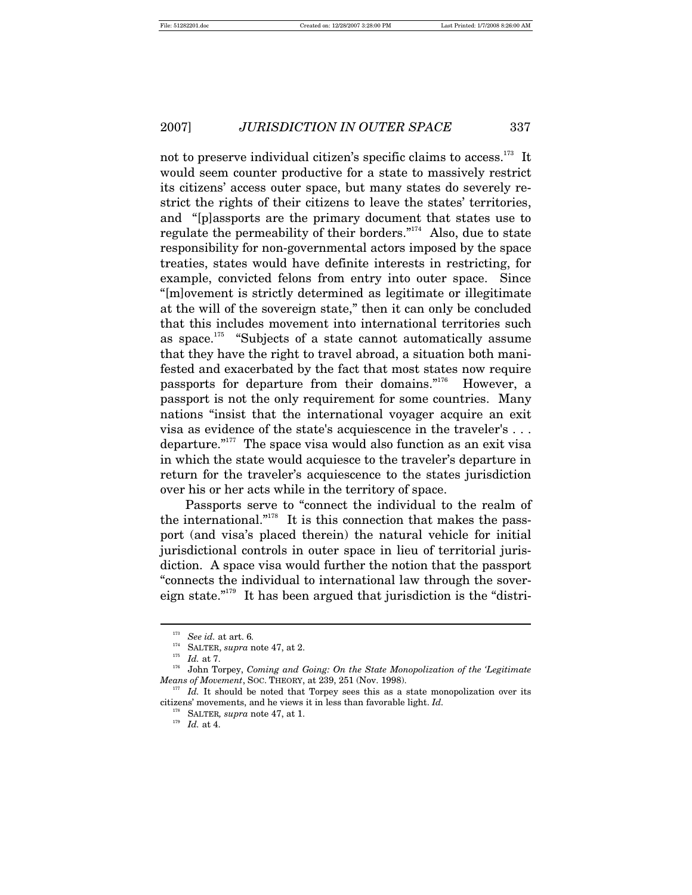not to preserve individual citizen's specific claims to access.[173] It would seem counter productive for a state to massively restrict its citizens' access outer space, but many states do severely restrict the rights of their citizens to leave the states' territories, and "[p]assports are the primary document that states use to regulate the permeability of their borders."[174] Also, due to state responsibility for non-governmental actors imposed by the space treaties, states would have definite interests in restricting, for example, convicted felons from entry into outer space. Since "[m]ovement is strictly determined as legitimate or illegitimate at the will of the sovereign state," then it can only be concluded that this includes movement into international territories such as space.[175] "Subjects of a state cannot automatically assume that they have the right to travel abroad, a situation both manifested and exacerbated by the fact that most states now require passports for departure from their domains."[176] However, a passport is not the only requirement for some countries. Many nations "insist that the international voyager acquire an exit visa as evidence of the state's acquiescence in the traveler's . . . departure."[177] The space visa would also function as an exit visa in which the state would acquiesce to the traveler's departure in return for the traveler's acquiescence to the states jurisdiction over his or her acts while in the territory of space.

Passports serve to "connect the individual to the realm of the international."[178] It is this connection that makes the passport (and visa's placed therein) the natural vehicle for initial jurisdictional controls in outer space in lieu of territorial jurisdiction. A space visa would further the notion that the passport "connects the individual to international law through the sovereign state."[179] It has been argued that jurisdiction is the "distri-

---

[173] *See id.* at art. 6.

[174] SALTER, *supra* note 47, at 2.

[175] *Id.* at 7.

[176] John Torpey, *Coming and Going: On the State Monopolization of the 'Legitimate Means of Movement*, SOC. THEORY, at 239, 251 (Nov. 1998).

[177] *Id.* It should be noted that Torpey sees this as a state monopolization over its citizens' movements, and he views it in less than favorable light. *Id.*

[178] SALTER*, supra* note 47, at 1.

[179] *Id.* at 4.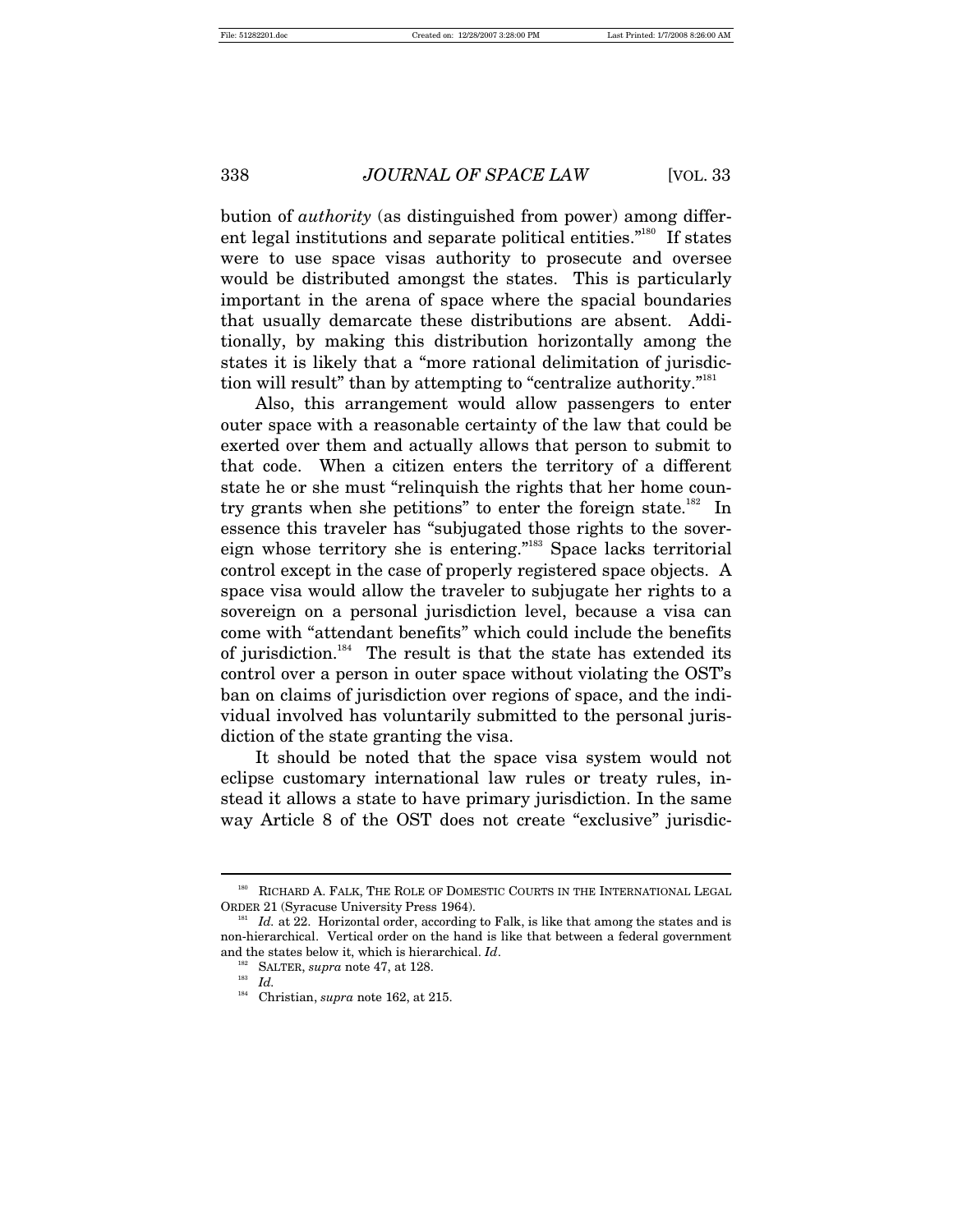bution of *authority* (as distinguished from power) among different legal institutions and separate political entities."[180] If states were to use space visas authority to prosecute and oversee would be distributed amongst the states. This is particularly important in the arena of space where the spacial boundaries that usually demarcate these distributions are absent. Additionally, by making this distribution horizontally among the states it is likely that a "more rational delimitation of jurisdiction will result" than by attempting to "centralize authority."[181]

Also, this arrangement would allow passengers to enter outer space with a reasonable certainty of the law that could be exerted over them and actually allows that person to submit to that code. When a citizen enters the territory of a different state he or she must "relinquish the rights that her home country grants when she petitions" to enter the foreign state.[182] In essence this traveler has "subjugated those rights to the sovereign whose territory she is entering."[183] Space lacks territorial control except in the case of properly registered space objects. A space visa would allow the traveler to subjugate her rights to a sovereign on a personal jurisdiction level, because a visa can come with "attendant benefits" which could include the benefits of jurisdiction.[184] The result is that the state has extended its control over a person in outer space without violating the OST's ban on claims of jurisdiction over regions of space, and the individual involved has voluntarily submitted to the personal jurisdiction of the state granting the visa.

It should be noted that the space visa system would not eclipse customary international law rules or treaty rules, instead it allows a state to have primary jurisdiction. In the same way Article 8 of the OST does not create "exclusive" jurisdic-

---

[180] RICHARD A. FALK, THE ROLE OF DOMESTIC COURTS IN THE INTERNATIONAL LEGAL ORDER 21 (Syracuse University Press 1964).

[181] *Id.* at 22. Horizontal order, according to Falk, is like that among the states and is non-hierarchical. Vertical order on the hand is like that between a federal government and the states below it, which is hierarchical. *Id*.

[182] SALTER, *supra* note 47, at 128.

[183] *Id.*

[184] Christian, *supra* note 162, at 215.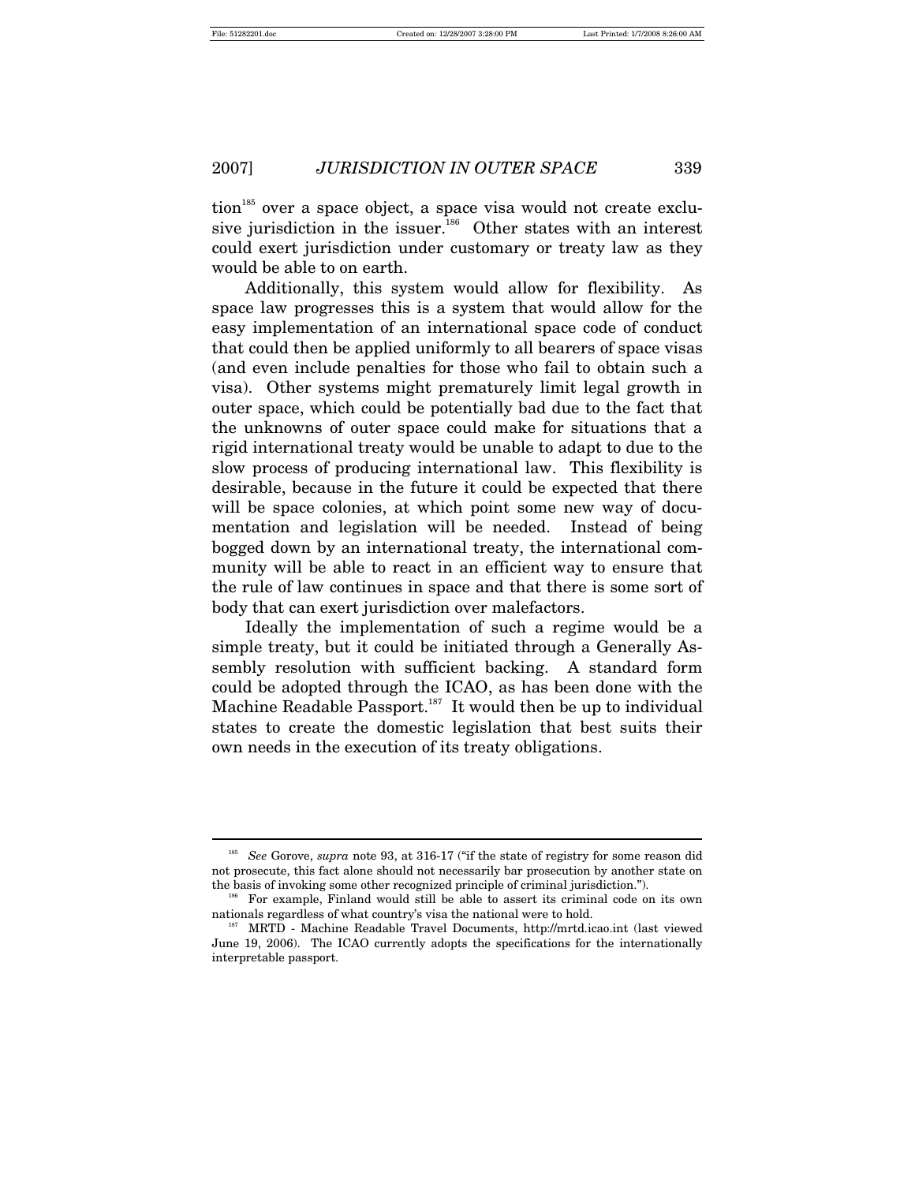tion[185] over a space object, a space visa would not create exclusive jurisdiction in the issuer.[186] Other states with an interest could exert jurisdiction under customary or treaty law as they would be able to on earth.

Additionally, this system would allow for flexibility. As space law progresses this is a system that would allow for the easy implementation of an international space code of conduct that could then be applied uniformly to all bearers of space visas (and even include penalties for those who fail to obtain such a visa). Other systems might prematurely limit legal growth in outer space, which could be potentially bad due to the fact that the unknowns of outer space could make for situations that a rigid international treaty would be unable to adapt to due to the slow process of producing international law. This flexibility is desirable, because in the future it could be expected that there will be space colonies, at which point some new way of documentation and legislation will be needed. Instead of being bogged down by an international treaty, the international community will be able to react in an efficient way to ensure that the rule of law continues in space and that there is some sort of body that can exert jurisdiction over malefactors.

Ideally the implementation of such a regime would be a simple treaty, but it could be initiated through a Generally Assembly resolution with sufficient backing. A standard form could be adopted through the ICAO, as has been done with the Machine Readable Passport.[187] It would then be up to individual states to create the domestic legislation that best suits their own needs in the execution of its treaty obligations.

---

[185] *See* Gorove, *supra* note 93, at 316-17 ("if the state of registry for some reason did not prosecute, this fact alone should not necessarily bar prosecution by another state on the basis of invoking some other recognized principle of criminal jurisdiction.").

[186] For example, Finland would still be able to assert its criminal code on its own nationals regardless of what country's visa the national were to hold.

[187] MRTD - Machine Readable Travel Documents, http://mrtd.icao.int (last viewed June 19, 2006). The ICAO currently adopts the specifications for the internationally interpretable passport.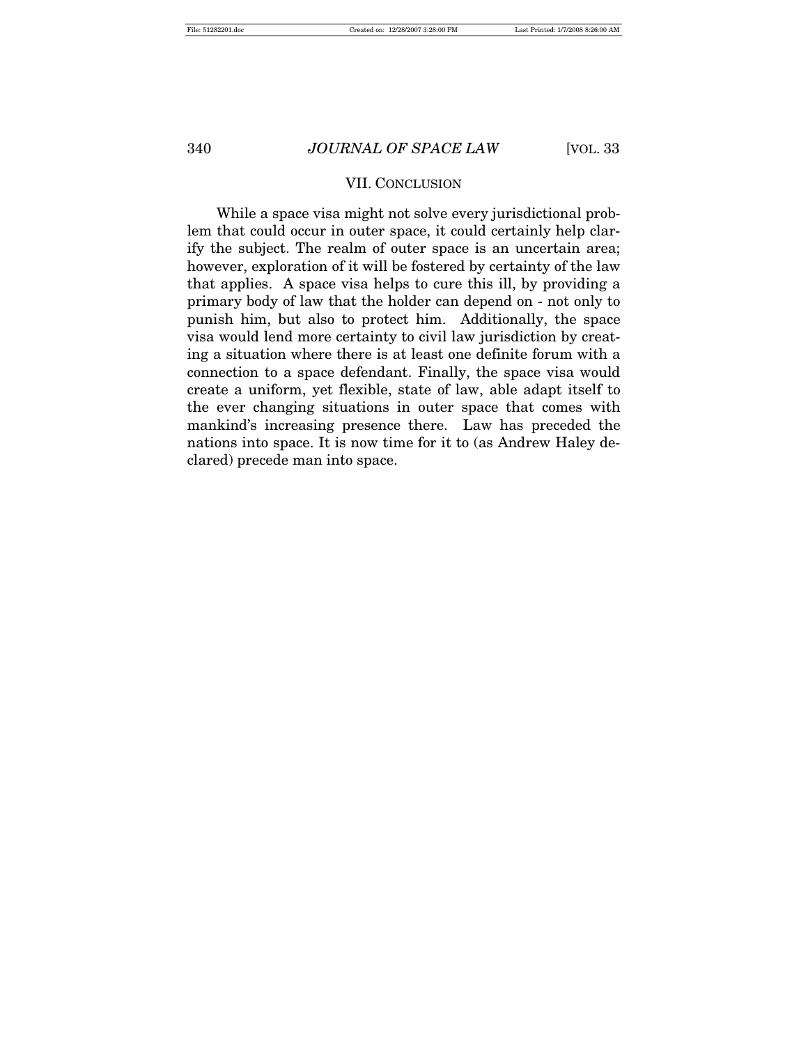## VII. CONCLUSION

While a space visa might not solve every jurisdictional problem that could occur in outer space, it could certainly help clarify the subject. The realm of outer space is an uncertain area; however, exploration of it will be fostered by certainty of the law that applies. A space visa helps to cure this ill, by providing a primary body of law that the holder can depend on - not only to punish him, but also to protect him. Additionally, the space visa would lend more certainty to civil law jurisdiction by creating a situation where there is at least one definite forum with a connection to a space defendant. Finally, the space visa would create a uniform, yet flexible, state of law, able adapt itself to the ever changing situations in outer space that comes with mankind's increasing presence there. Law has preceded the nations into space. It is now time for it to (as Andrew Haley declared) precede man into space.